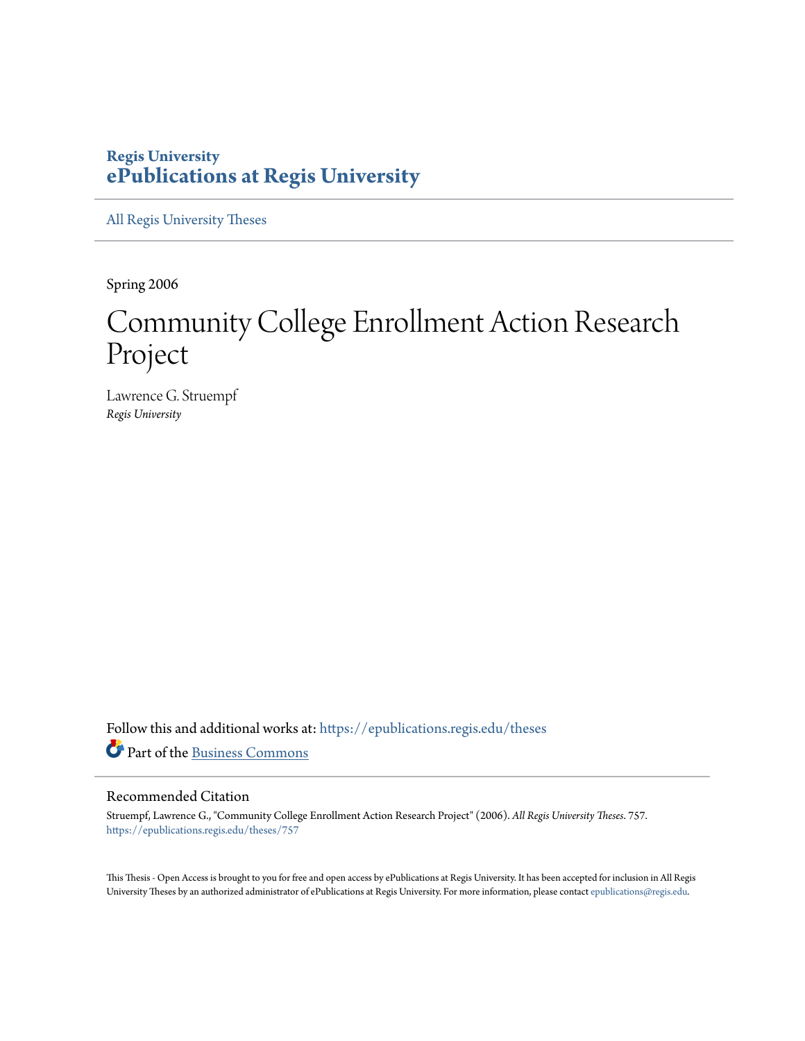**Regis University**
**ePublications at Regis University**

All Regis University Theses

Spring 2006

# Community College Enrollment Action Research Project

Lawrence G. Struempf
*Regis University*

Follow this and additional works at: https://epublications.regis.edu/theses

Part of the Business Commons

## Recommended Citation

Struempf, Lawrence G., "Community College Enrollment Action Research Project" (2006). *All Regis University Theses*. 757.
https://epublications.regis.edu/theses/757

This Thesis - Open Access is brought to you for free and open access by ePublications at Regis University. It has been accepted for inclusion in All Regis University Theses by an authorized administrator of ePublications at Regis University. For more information, please contact epublications@regis.edu.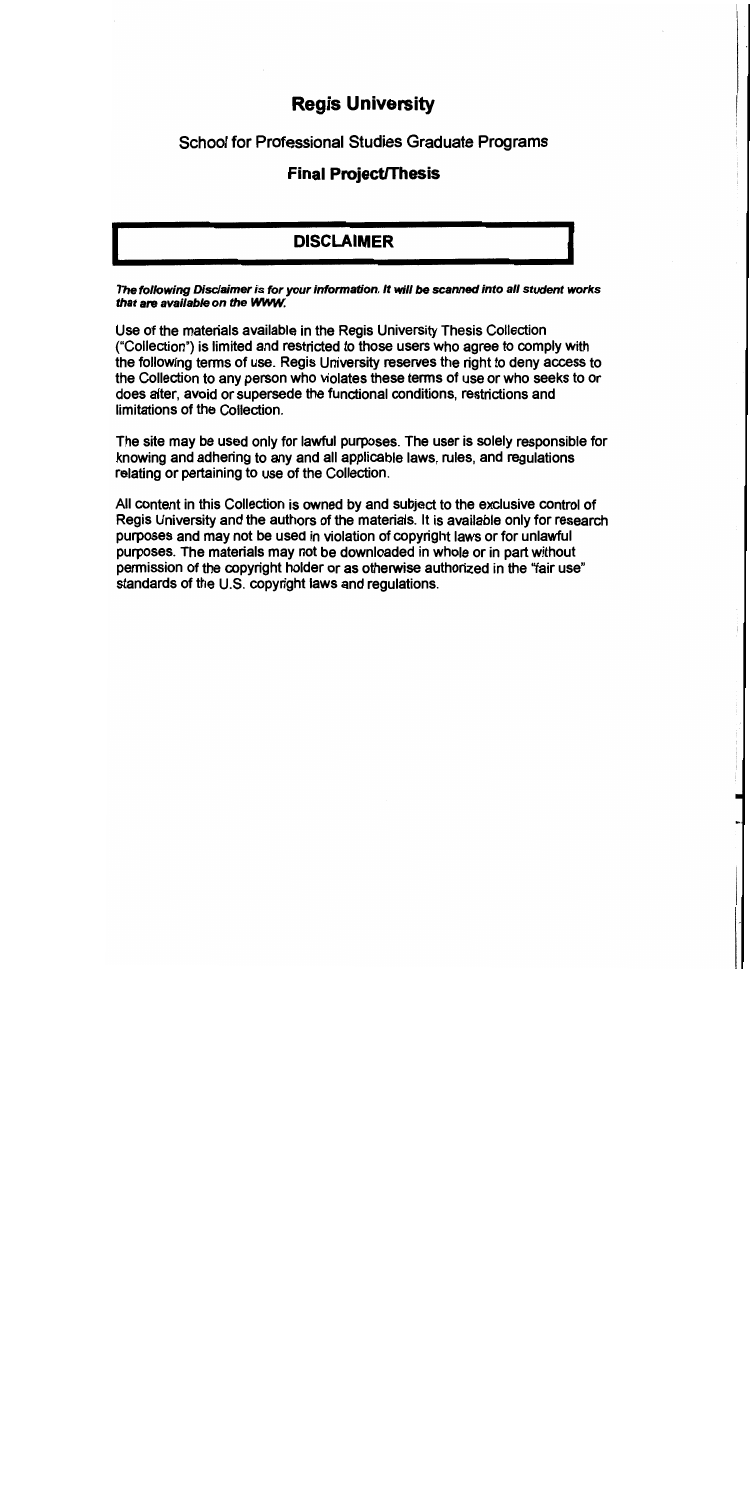# Regis University

## School for Professional Studies Graduate Programs

### Final Project/Thesis

## DISCLAIMER

***The following Disclaimer is for your information. It will be scanned into all student works that are available on the WWW.***

Use of the materials available in the Regis University Thesis Collection ("Collection") is limited and restricted to those users who agree to comply with the following terms of use. Regis University reserves the right to deny access to the Collection to any person who violates these terms of use or who seeks to or does alter, avoid or supersede the functional conditions, restrictions and limitations of the Collection.

The site may be used only for lawful purposes. The user is solely responsible for knowing and adhering to any and all applicable laws, rules, and regulations relating or pertaining to use of the Collection.

All content in this Collection is owned by and subject to the exclusive control of Regis University and the authors of the materials. It is available only for research purposes and may not be used in violation of copyright laws or for unlawful purposes. The materials may not be downloaded in whole or in part without permission of the copyright holder or as otherwise authorized in the "fair use" standards of the U.S. copyright laws and regulations.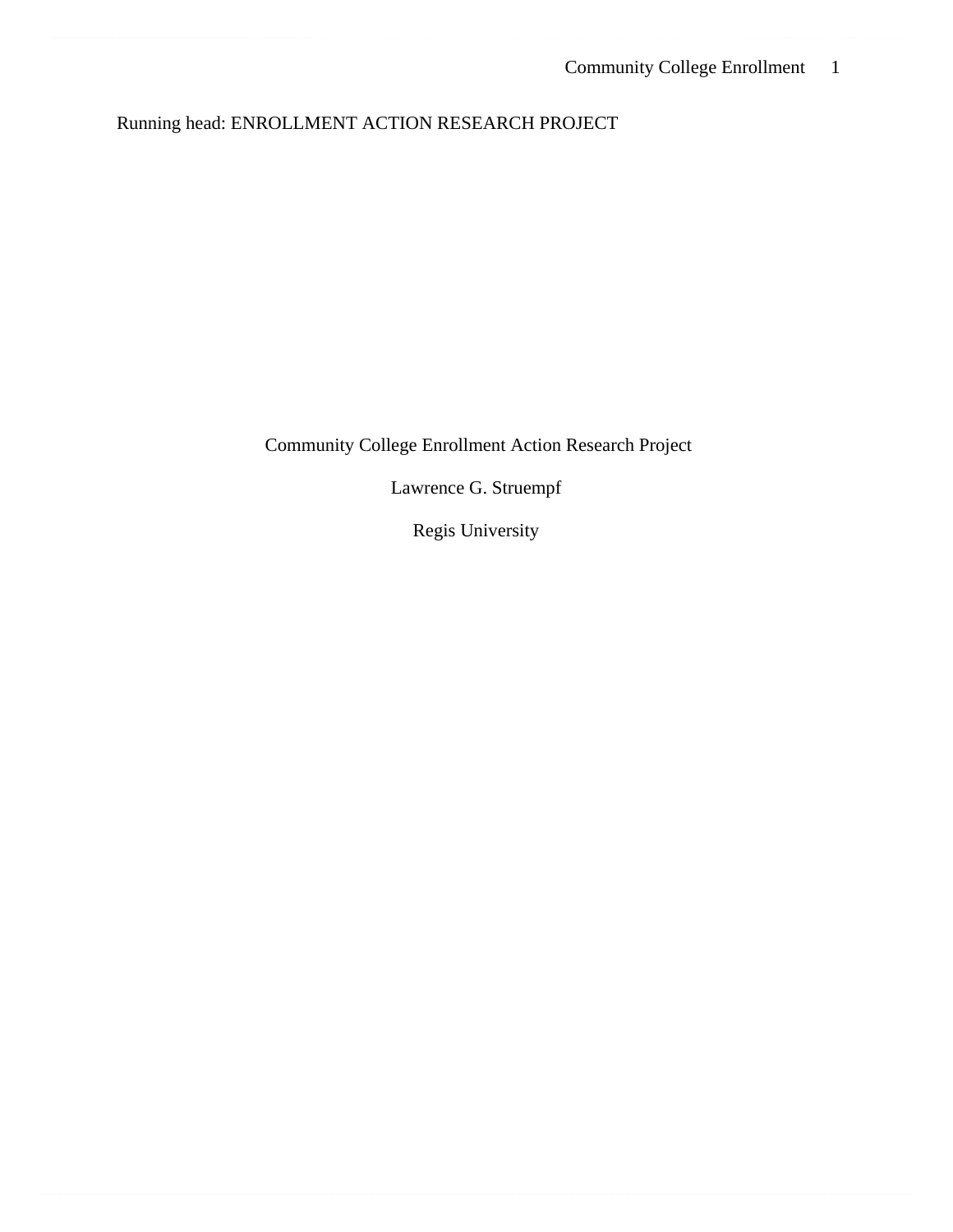Running head: ENROLLMENT ACTION RESEARCH PROJECT

Community College Enrollment Action Research Project

Lawrence G. Struempf

Regis University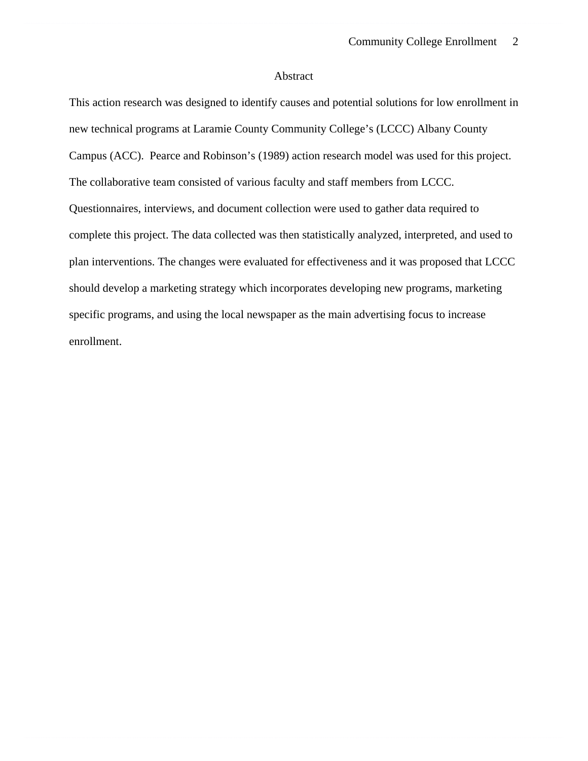# Abstract

This action research was designed to identify causes and potential solutions for low enrollment in new technical programs at Laramie County Community College's (LCCC) Albany County Campus (ACC). Pearce and Robinson's (1989) action research model was used for this project. The collaborative team consisted of various faculty and staff members from LCCC. Questionnaires, interviews, and document collection were used to gather data required to complete this project. The data collected was then statistically analyzed, interpreted, and used to plan interventions. The changes were evaluated for effectiveness and it was proposed that LCCC should develop a marketing strategy which incorporates developing new programs, marketing specific programs, and using the local newspaper as the main advertising focus to increase enrollment.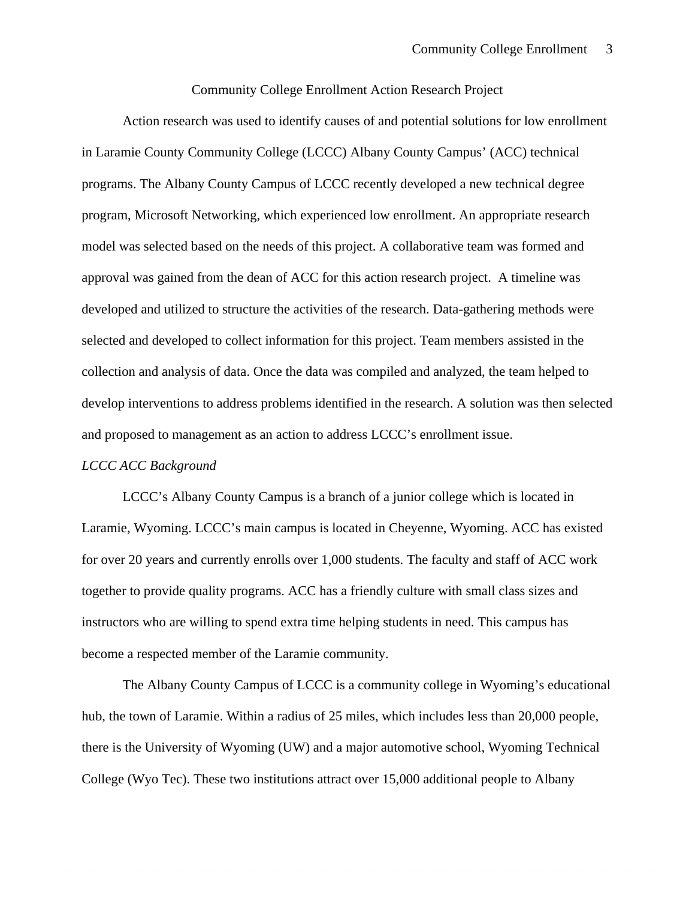# Community College Enrollment Action Research Project

Action research was used to identify causes of and potential solutions for low enrollment in Laramie County Community College (LCCC) Albany County Campus' (ACC) technical programs. The Albany County Campus of LCCC recently developed a new technical degree program, Microsoft Networking, which experienced low enrollment. An appropriate research model was selected based on the needs of this project. A collaborative team was formed and approval was gained from the dean of ACC for this action research project. A timeline was developed and utilized to structure the activities of the research. Data-gathering methods were selected and developed to collect information for this project. Team members assisted in the collection and analysis of data. Once the data was compiled and analyzed, the team helped to develop interventions to address problems identified in the research. A solution was then selected and proposed to management as an action to address LCCC's enrollment issue.

*LCCC ACC Background*

LCCC's Albany County Campus is a branch of a junior college which is located in Laramie, Wyoming. LCCC's main campus is located in Cheyenne, Wyoming. ACC has existed for over 20 years and currently enrolls over 1,000 students. The faculty and staff of ACC work together to provide quality programs. ACC has a friendly culture with small class sizes and instructors who are willing to spend extra time helping students in need. This campus has become a respected member of the Laramie community.

The Albany County Campus of LCCC is a community college in Wyoming's educational hub, the town of Laramie. Within a radius of 25 miles, which includes less than 20,000 people, there is the University of Wyoming (UW) and a major automotive school, Wyoming Technical College (Wyo Tec). These two institutions attract over 15,000 additional people to Albany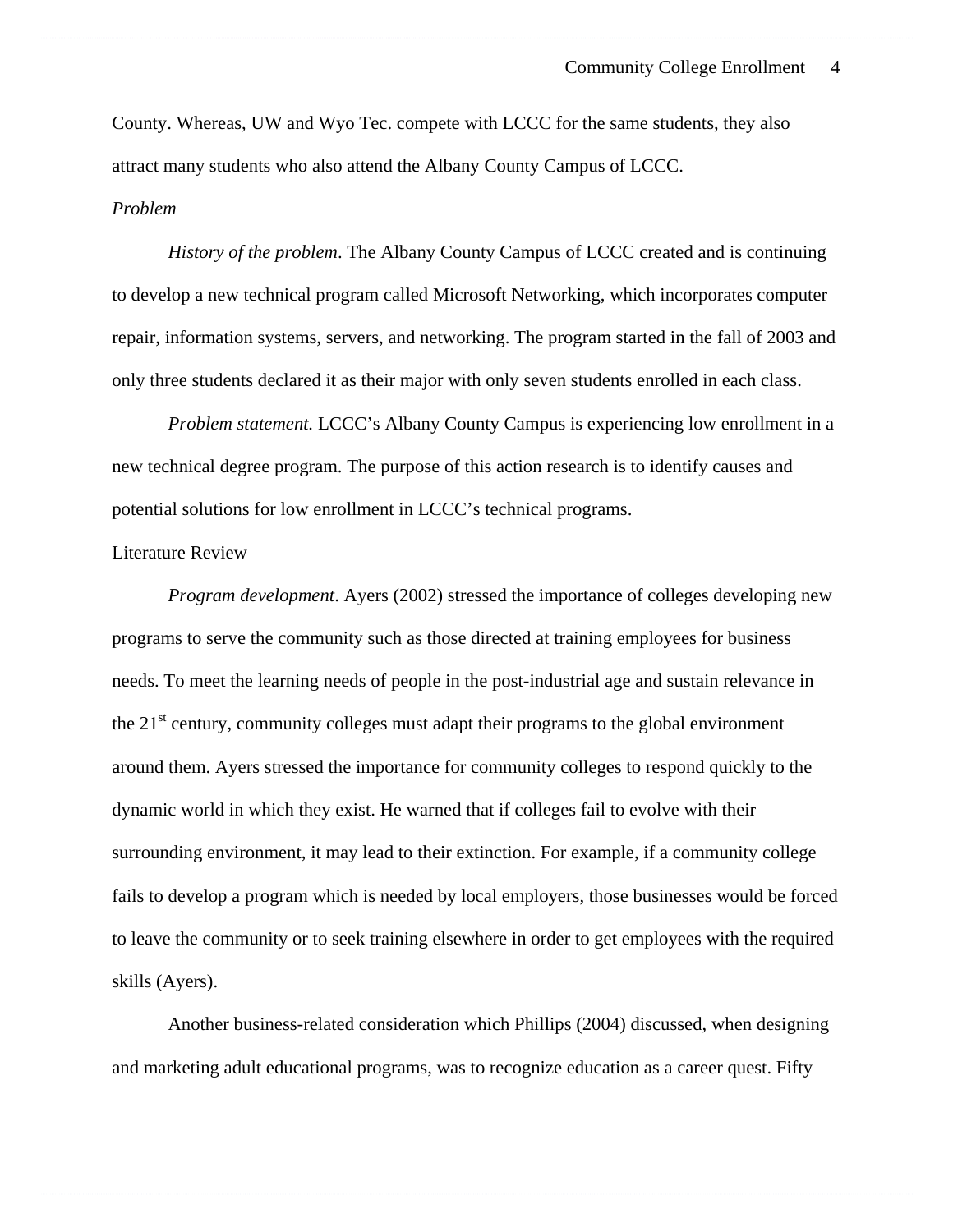County. Whereas, UW and Wyo Tec. compete with LCCC for the same students, they also attract many students who also attend the Albany County Campus of LCCC.

## *Problem*

*History of the problem*. The Albany County Campus of LCCC created and is continuing to develop a new technical program called Microsoft Networking, which incorporates computer repair, information systems, servers, and networking. The program started in the fall of 2003 and only three students declared it as their major with only seven students enrolled in each class.

*Problem statement.* LCCC's Albany County Campus is experiencing low enrollment in a new technical degree program. The purpose of this action research is to identify causes and potential solutions for low enrollment in LCCC's technical programs.

## Literature Review

*Program development*. Ayers (2002) stressed the importance of colleges developing new programs to serve the community such as those directed at training employees for business needs. To meet the learning needs of people in the post-industrial age and sustain relevance in the 21st century, community colleges must adapt their programs to the global environment around them. Ayers stressed the importance for community colleges to respond quickly to the dynamic world in which they exist. He warned that if colleges fail to evolve with their surrounding environment, it may lead to their extinction. For example, if a community college fails to develop a program which is needed by local employers, those businesses would be forced to leave the community or to seek training elsewhere in order to get employees with the required skills (Ayers).

Another business-related consideration which Phillips (2004) discussed, when designing and marketing adult educational programs, was to recognize education as a career quest. Fifty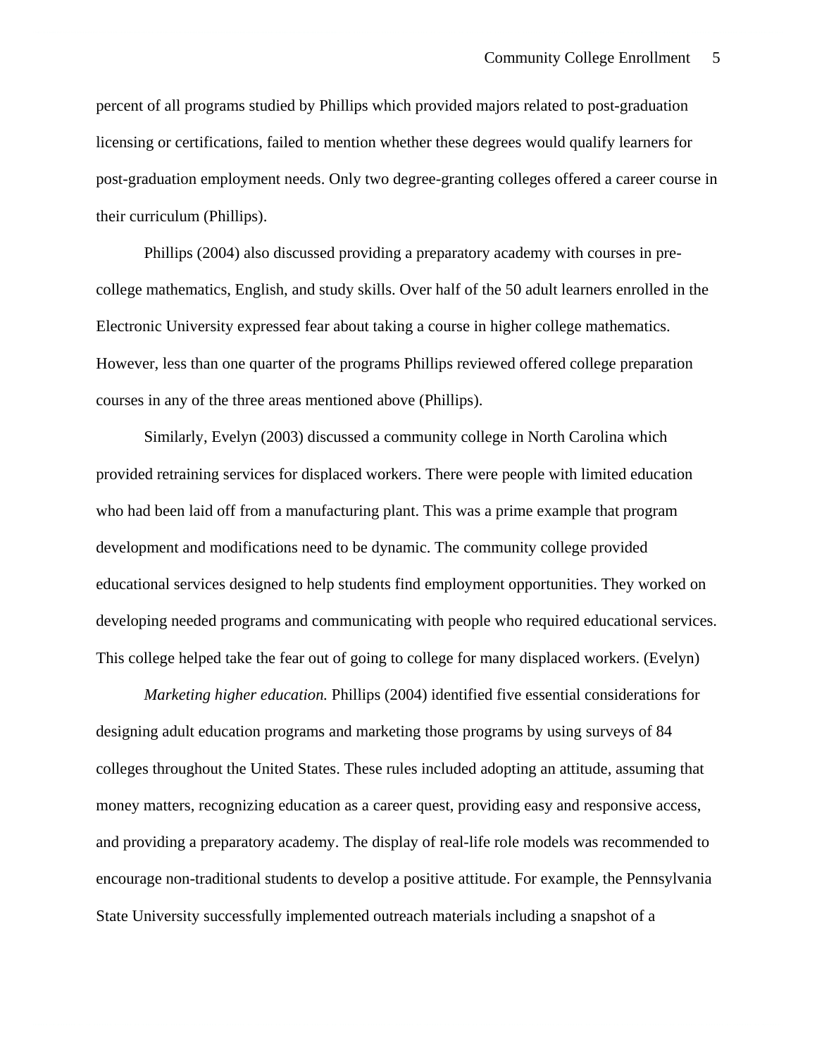percent of all programs studied by Phillips which provided majors related to post-graduation licensing or certifications, failed to mention whether these degrees would qualify learners for post-graduation employment needs. Only two degree-granting colleges offered a career course in their curriculum (Phillips).

Phillips (2004) also discussed providing a preparatory academy with courses in pre-college mathematics, English, and study skills. Over half of the 50 adult learners enrolled in the Electronic University expressed fear about taking a course in higher college mathematics. However, less than one quarter of the programs Phillips reviewed offered college preparation courses in any of the three areas mentioned above (Phillips).

Similarly, Evelyn (2003) discussed a community college in North Carolina which provided retraining services for displaced workers. There were people with limited education who had been laid off from a manufacturing plant. This was a prime example that program development and modifications need to be dynamic. The community college provided educational services designed to help students find employment opportunities. They worked on developing needed programs and communicating with people who required educational services. This college helped take the fear out of going to college for many displaced workers. (Evelyn)

*Marketing higher education.* Phillips (2004) identified five essential considerations for designing adult education programs and marketing those programs by using surveys of 84 colleges throughout the United States. These rules included adopting an attitude, assuming that money matters, recognizing education as a career quest, providing easy and responsive access, and providing a preparatory academy. The display of real-life role models was recommended to encourage non-traditional students to develop a positive attitude. For example, the Pennsylvania State University successfully implemented outreach materials including a snapshot of a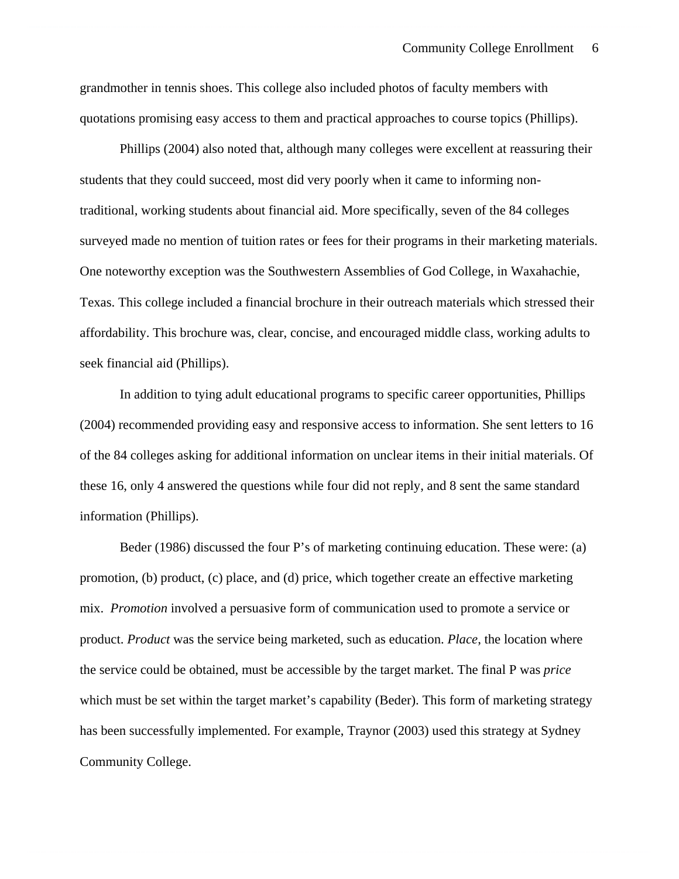grandmother in tennis shoes. This college also included photos of faculty members with quotations promising easy access to them and practical approaches to course topics (Phillips).

Phillips (2004) also noted that, although many colleges were excellent at reassuring their students that they could succeed, most did very poorly when it came to informing non-traditional, working students about financial aid. More specifically, seven of the 84 colleges surveyed made no mention of tuition rates or fees for their programs in their marketing materials. One noteworthy exception was the Southwestern Assemblies of God College, in Waxahachie, Texas. This college included a financial brochure in their outreach materials which stressed their affordability. This brochure was, clear, concise, and encouraged middle class, working adults to seek financial aid (Phillips).

In addition to tying adult educational programs to specific career opportunities, Phillips (2004) recommended providing easy and responsive access to information. She sent letters to 16 of the 84 colleges asking for additional information on unclear items in their initial materials. Of these 16, only 4 answered the questions while four did not reply, and 8 sent the same standard information (Phillips).

Beder (1986) discussed the four P's of marketing continuing education. These were: (a) promotion, (b) product, (c) place, and (d) price, which together create an effective marketing mix. *Promotion* involved a persuasive form of communication used to promote a service or product. *Product* was the service being marketed, such as education. *Place*, the location where the service could be obtained, must be accessible by the target market. The final P was *price* which must be set within the target market's capability (Beder). This form of marketing strategy has been successfully implemented. For example, Traynor (2003) used this strategy at Sydney Community College.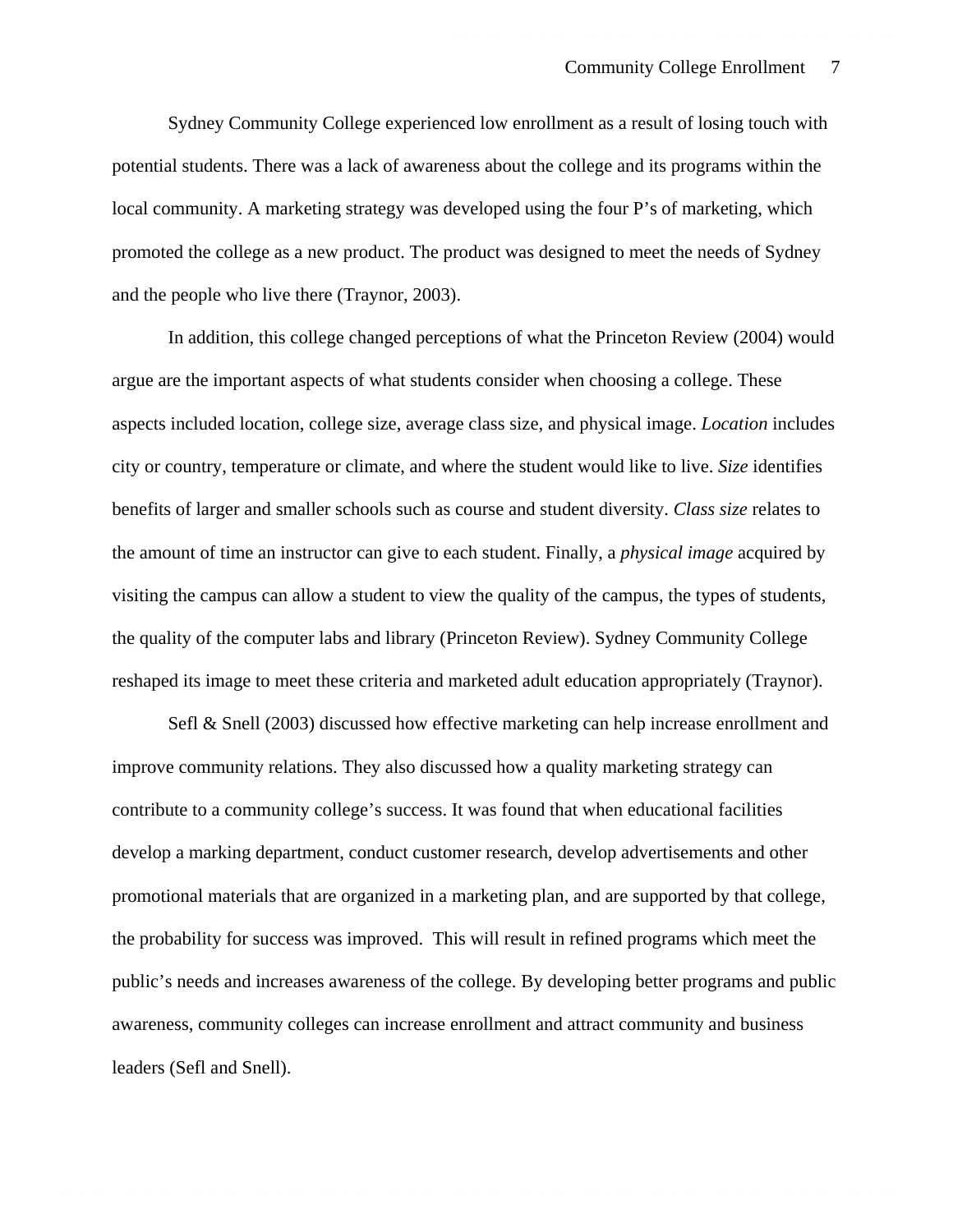Sydney Community College experienced low enrollment as a result of losing touch with potential students. There was a lack of awareness about the college and its programs within the local community. A marketing strategy was developed using the four P's of marketing, which promoted the college as a new product. The product was designed to meet the needs of Sydney and the people who live there (Traynor, 2003).

In addition, this college changed perceptions of what the Princeton Review (2004) would argue are the important aspects of what students consider when choosing a college. These aspects included location, college size, average class size, and physical image. *Location* includes city or country, temperature or climate, and where the student would like to live. *Size* identifies benefits of larger and smaller schools such as course and student diversity. *Class size* relates to the amount of time an instructor can give to each student. Finally, a *physical image* acquired by visiting the campus can allow a student to view the quality of the campus, the types of students, the quality of the computer labs and library (Princeton Review). Sydney Community College reshaped its image to meet these criteria and marketed adult education appropriately (Traynor).

Sefl & Snell (2003) discussed how effective marketing can help increase enrollment and improve community relations. They also discussed how a quality marketing strategy can contribute to a community college's success. It was found that when educational facilities develop a marking department, conduct customer research, develop advertisements and other promotional materials that are organized in a marketing plan, and are supported by that college, the probability for success was improved. This will result in refined programs which meet the public's needs and increases awareness of the college. By developing better programs and public awareness, community colleges can increase enrollment and attract community and business leaders (Sefl and Snell).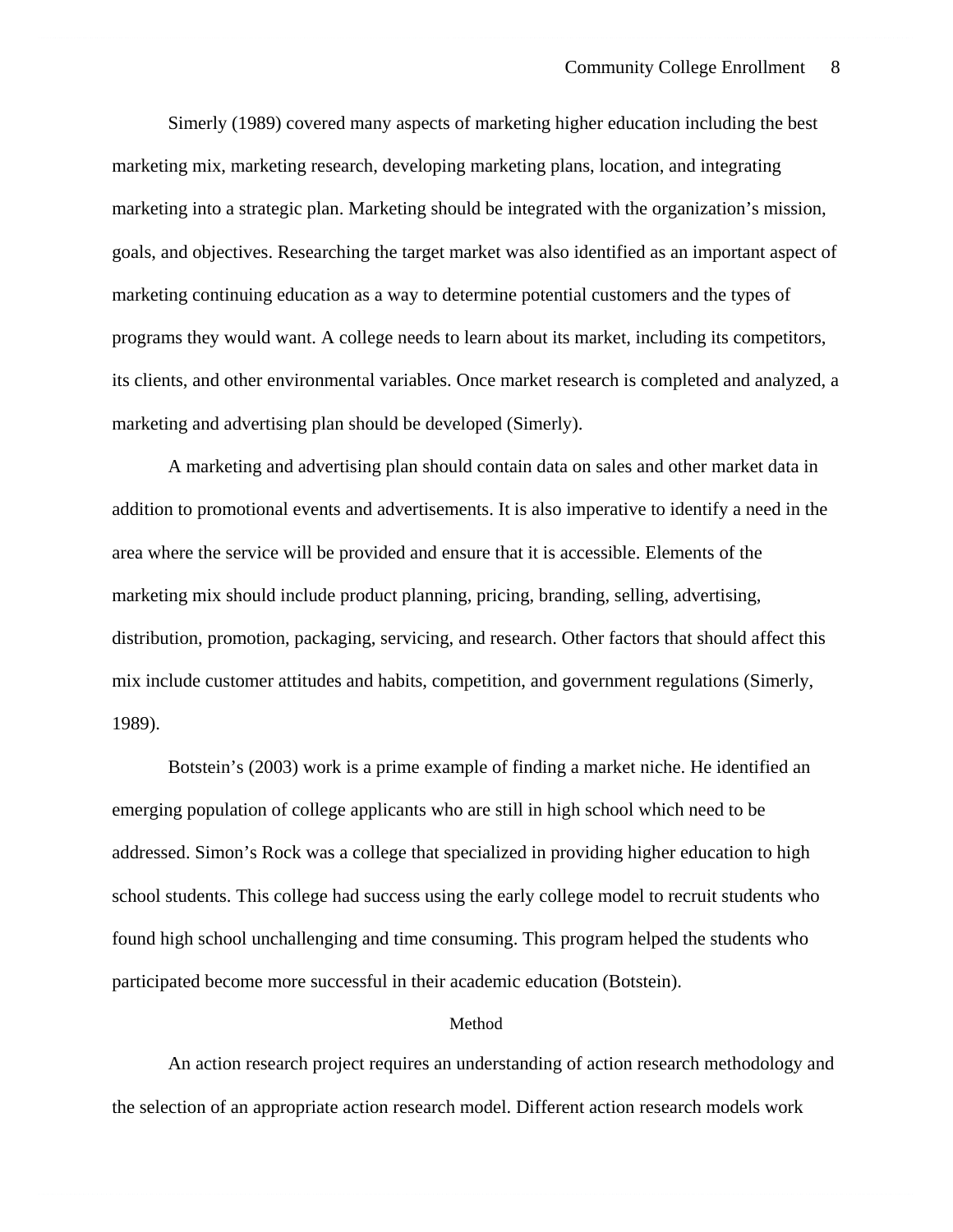Simerly (1989) covered many aspects of marketing higher education including the best marketing mix, marketing research, developing marketing plans, location, and integrating marketing into a strategic plan. Marketing should be integrated with the organization's mission, goals, and objectives. Researching the target market was also identified as an important aspect of marketing continuing education as a way to determine potential customers and the types of programs they would want. A college needs to learn about its market, including its competitors, its clients, and other environmental variables. Once market research is completed and analyzed, a marketing and advertising plan should be developed (Simerly).

A marketing and advertising plan should contain data on sales and other market data in addition to promotional events and advertisements. It is also imperative to identify a need in the area where the service will be provided and ensure that it is accessible. Elements of the marketing mix should include product planning, pricing, branding, selling, advertising, distribution, promotion, packaging, servicing, and research. Other factors that should affect this mix include customer attitudes and habits, competition, and government regulations (Simerly, 1989).

Botstein's (2003) work is a prime example of finding a market niche. He identified an emerging population of college applicants who are still in high school which need to be addressed. Simon's Rock was a college that specialized in providing higher education to high school students. This college had success using the early college model to recruit students who found high school unchallenging and time consuming. This program helped the students who participated become more successful in their academic education (Botstein).

## Method

An action research project requires an understanding of action research methodology and the selection of an appropriate action research model. Different action research models work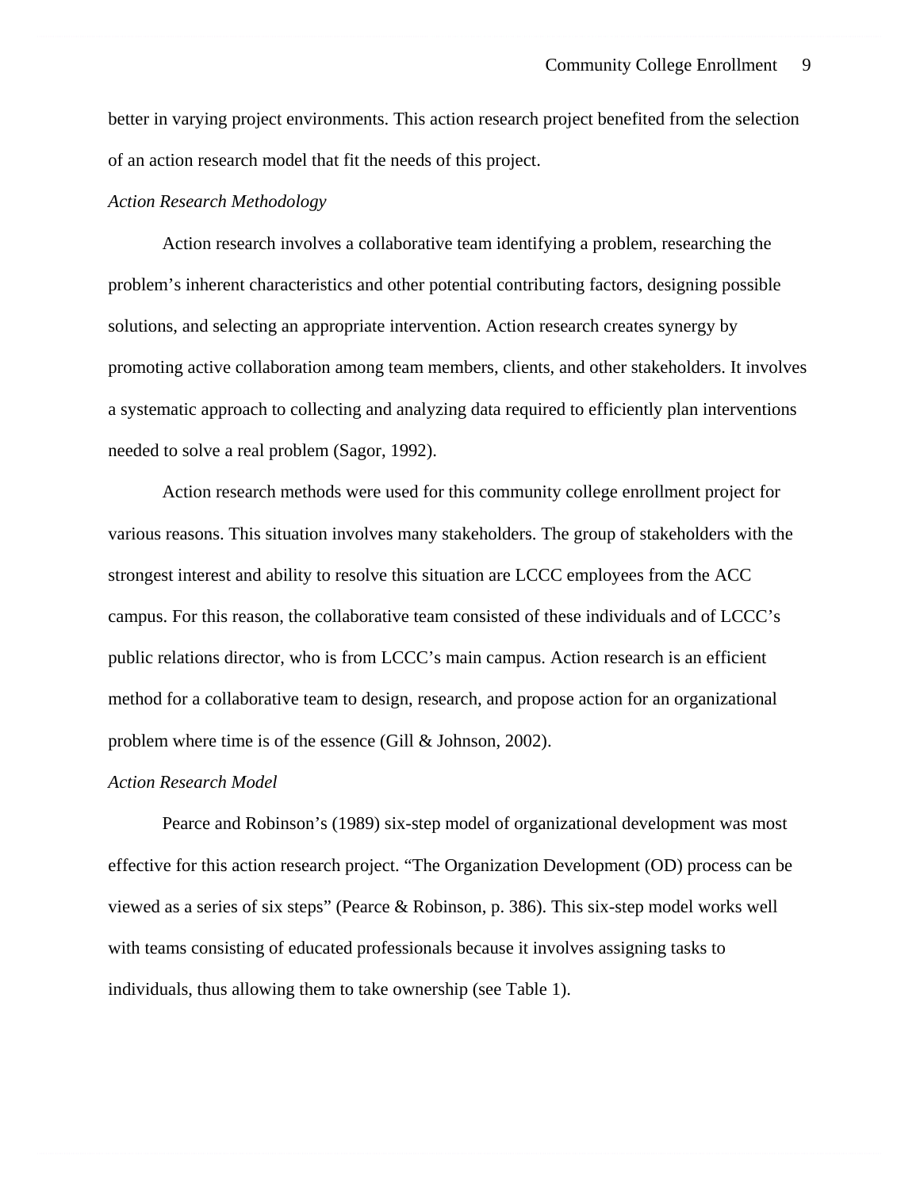better in varying project environments. This action research project benefited from the selection of an action research model that fit the needs of this project.

*Action Research Methodology*

Action research involves a collaborative team identifying a problem, researching the problem's inherent characteristics and other potential contributing factors, designing possible solutions, and selecting an appropriate intervention. Action research creates synergy by promoting active collaboration among team members, clients, and other stakeholders. It involves a systematic approach to collecting and analyzing data required to efficiently plan interventions needed to solve a real problem (Sagor, 1992).

Action research methods were used for this community college enrollment project for various reasons. This situation involves many stakeholders. The group of stakeholders with the strongest interest and ability to resolve this situation are LCCC employees from the ACC campus. For this reason, the collaborative team consisted of these individuals and of LCCC's public relations director, who is from LCCC's main campus. Action research is an efficient method for a collaborative team to design, research, and propose action for an organizational problem where time is of the essence (Gill & Johnson, 2002).

*Action Research Model*

Pearce and Robinson's (1989) six-step model of organizational development was most effective for this action research project. "The Organization Development (OD) process can be viewed as a series of six steps" (Pearce & Robinson, p. 386). This six-step model works well with teams consisting of educated professionals because it involves assigning tasks to individuals, thus allowing them to take ownership (see Table 1).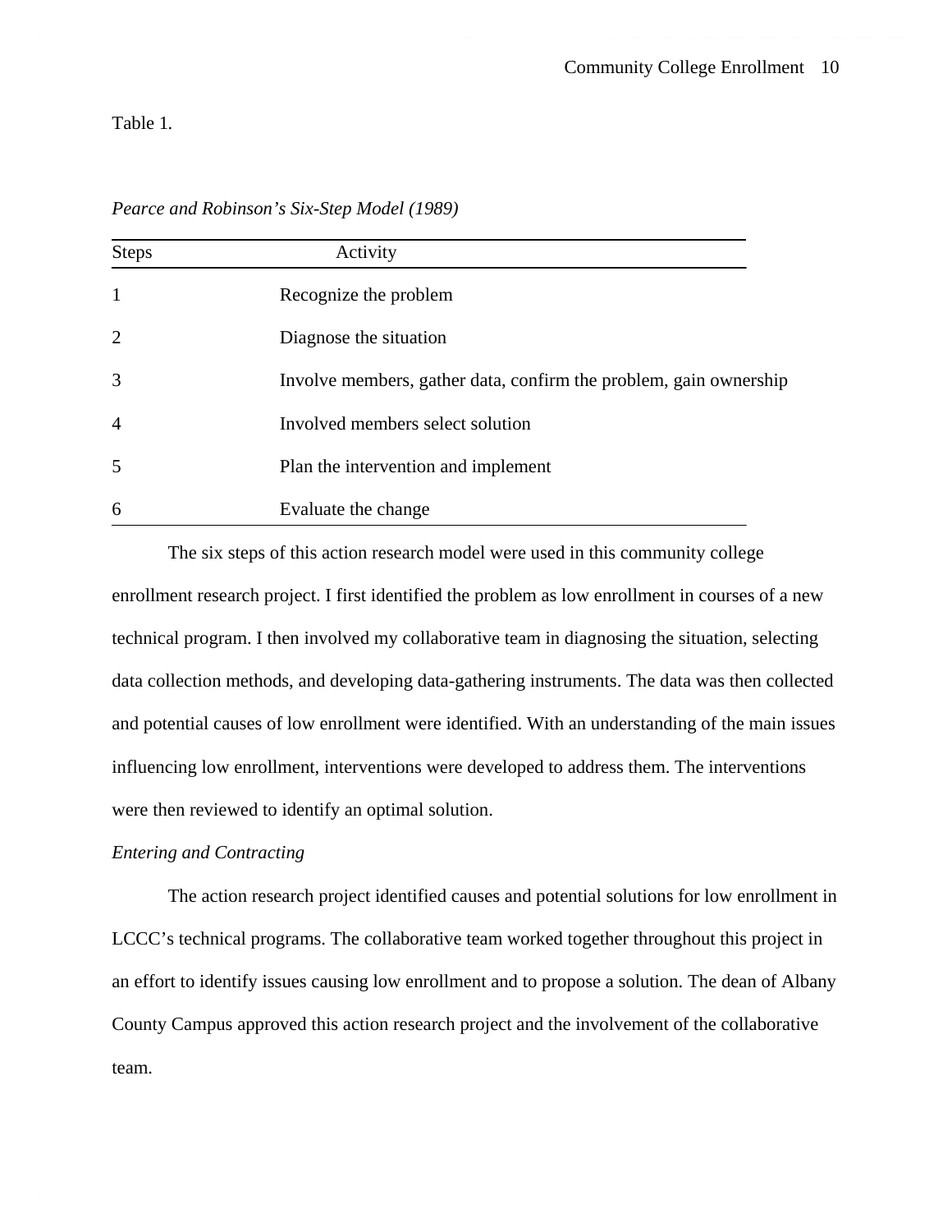Table 1.

*Pearce and Robinson's Six-Step Model (1989)*

| Steps | Activity |
|---|---|
| 1 | Recognize the problem |
| 2 | Diagnose the situation |
| 3 | Involve members, gather data, confirm the problem, gain ownership |
| 4 | Involved members select solution |
| 5 | Plan the intervention and implement |
| 6 | Evaluate the change |

The six steps of this action research model were used in this community college enrollment research project. I first identified the problem as low enrollment in courses of a new technical program. I then involved my collaborative team in diagnosing the situation, selecting data collection methods, and developing data-gathering instruments. The data was then collected and potential causes of low enrollment were identified. With an understanding of the main issues influencing low enrollment, interventions were developed to address them. The interventions were then reviewed to identify an optimal solution.

*Entering and Contracting*

The action research project identified causes and potential solutions for low enrollment in LCCC's technical programs. The collaborative team worked together throughout this project in an effort to identify issues causing low enrollment and to propose a solution. The dean of Albany County Campus approved this action research project and the involvement of the collaborative team.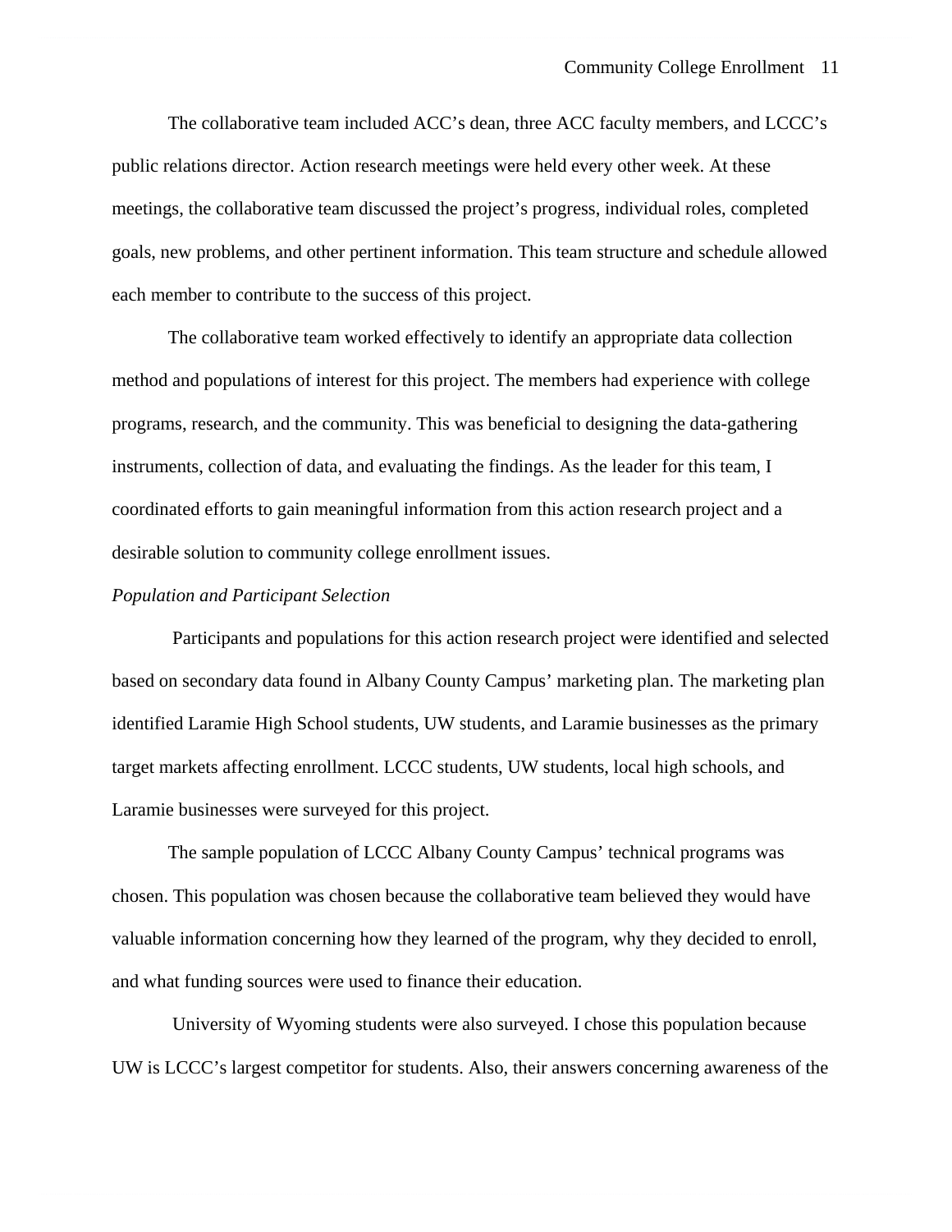The collaborative team included ACC's dean, three ACC faculty members, and LCCC's public relations director. Action research meetings were held every other week. At these meetings, the collaborative team discussed the project's progress, individual roles, completed goals, new problems, and other pertinent information. This team structure and schedule allowed each member to contribute to the success of this project.

The collaborative team worked effectively to identify an appropriate data collection method and populations of interest for this project. The members had experience with college programs, research, and the community. This was beneficial to designing the data-gathering instruments, collection of data, and evaluating the findings. As the leader for this team, I coordinated efforts to gain meaningful information from this action research project and a desirable solution to community college enrollment issues.

*Population and Participant Selection*

Participants and populations for this action research project were identified and selected based on secondary data found in Albany County Campus' marketing plan. The marketing plan identified Laramie High School students, UW students, and Laramie businesses as the primary target markets affecting enrollment. LCCC students, UW students, local high schools, and Laramie businesses were surveyed for this project.

The sample population of LCCC Albany County Campus' technical programs was chosen. This population was chosen because the collaborative team believed they would have valuable information concerning how they learned of the program, why they decided to enroll, and what funding sources were used to finance their education.

University of Wyoming students were also surveyed. I chose this population because UW is LCCC's largest competitor for students. Also, their answers concerning awareness of the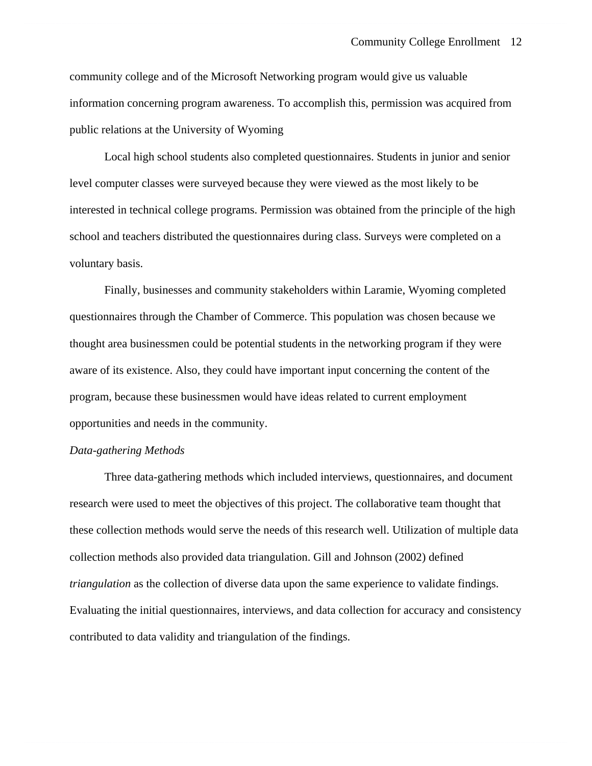community college and of the Microsoft Networking program would give us valuable information concerning program awareness. To accomplish this, permission was acquired from public relations at the University of Wyoming

Local high school students also completed questionnaires. Students in junior and senior level computer classes were surveyed because they were viewed as the most likely to be interested in technical college programs. Permission was obtained from the principle of the high school and teachers distributed the questionnaires during class. Surveys were completed on a voluntary basis.

Finally, businesses and community stakeholders within Laramie, Wyoming completed questionnaires through the Chamber of Commerce. This population was chosen because we thought area businessmen could be potential students in the networking program if they were aware of its existence. Also, they could have important input concerning the content of the program, because these businessmen would have ideas related to current employment opportunities and needs in the community.

*Data-gathering Methods*

Three data-gathering methods which included interviews, questionnaires, and document research were used to meet the objectives of this project. The collaborative team thought that these collection methods would serve the needs of this research well. Utilization of multiple data collection methods also provided data triangulation. Gill and Johnson (2002) defined *triangulation* as the collection of diverse data upon the same experience to validate findings. Evaluating the initial questionnaires, interviews, and data collection for accuracy and consistency contributed to data validity and triangulation of the findings.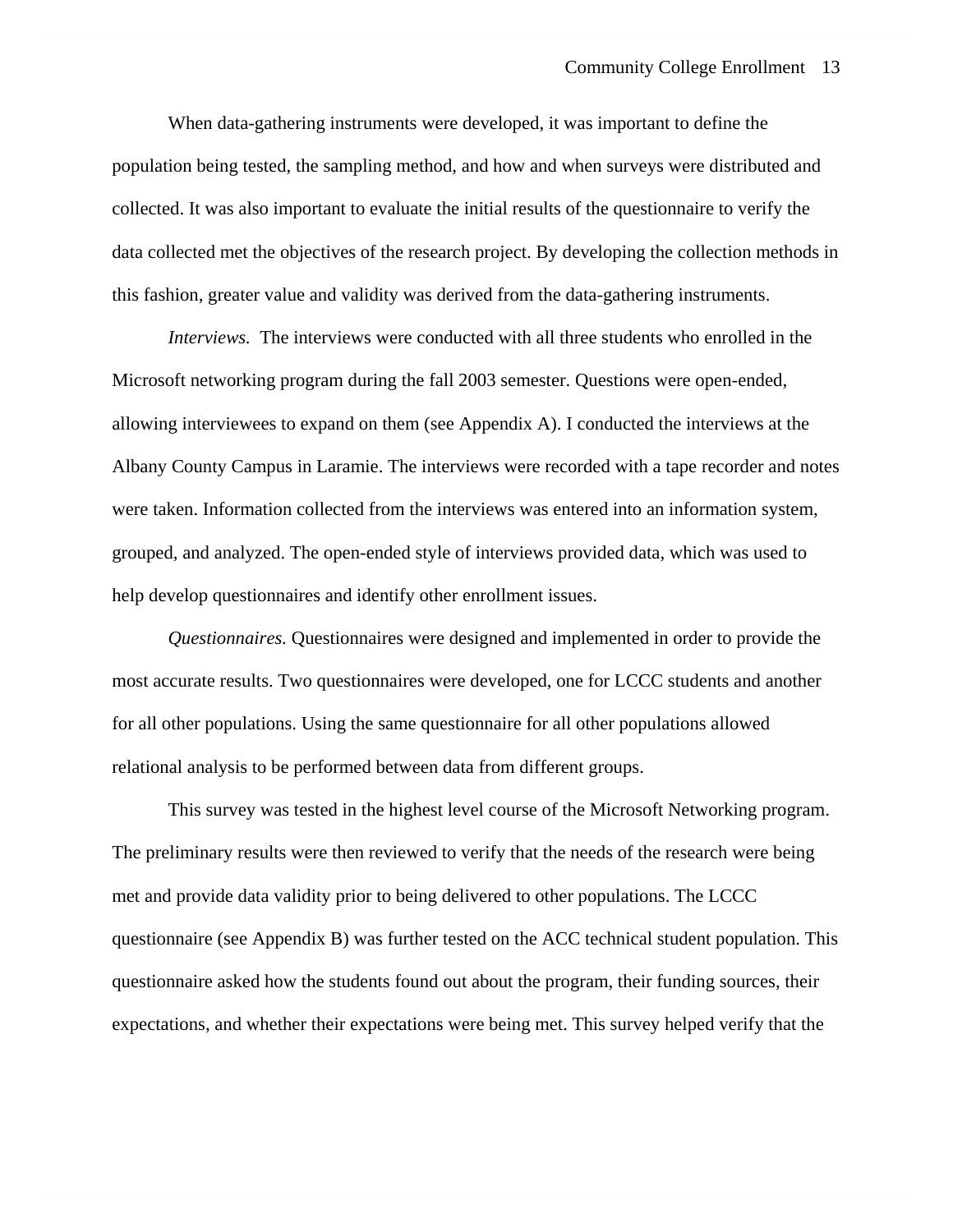When data-gathering instruments were developed, it was important to define the population being tested, the sampling method, and how and when surveys were distributed and collected. It was also important to evaluate the initial results of the questionnaire to verify the data collected met the objectives of the research project. By developing the collection methods in this fashion, greater value and validity was derived from the data-gathering instruments.

*Interviews.* The interviews were conducted with all three students who enrolled in the Microsoft networking program during the fall 2003 semester. Questions were open-ended, allowing interviewees to expand on them (see Appendix A). I conducted the interviews at the Albany County Campus in Laramie. The interviews were recorded with a tape recorder and notes were taken. Information collected from the interviews was entered into an information system, grouped, and analyzed. The open-ended style of interviews provided data, which was used to help develop questionnaires and identify other enrollment issues.

*Questionnaires.* Questionnaires were designed and implemented in order to provide the most accurate results. Two questionnaires were developed, one for LCCC students and another for all other populations. Using the same questionnaire for all other populations allowed relational analysis to be performed between data from different groups.

This survey was tested in the highest level course of the Microsoft Networking program. The preliminary results were then reviewed to verify that the needs of the research were being met and provide data validity prior to being delivered to other populations. The LCCC questionnaire (see Appendix B) was further tested on the ACC technical student population. This questionnaire asked how the students found out about the program, their funding sources, their expectations, and whether their expectations were being met. This survey helped verify that the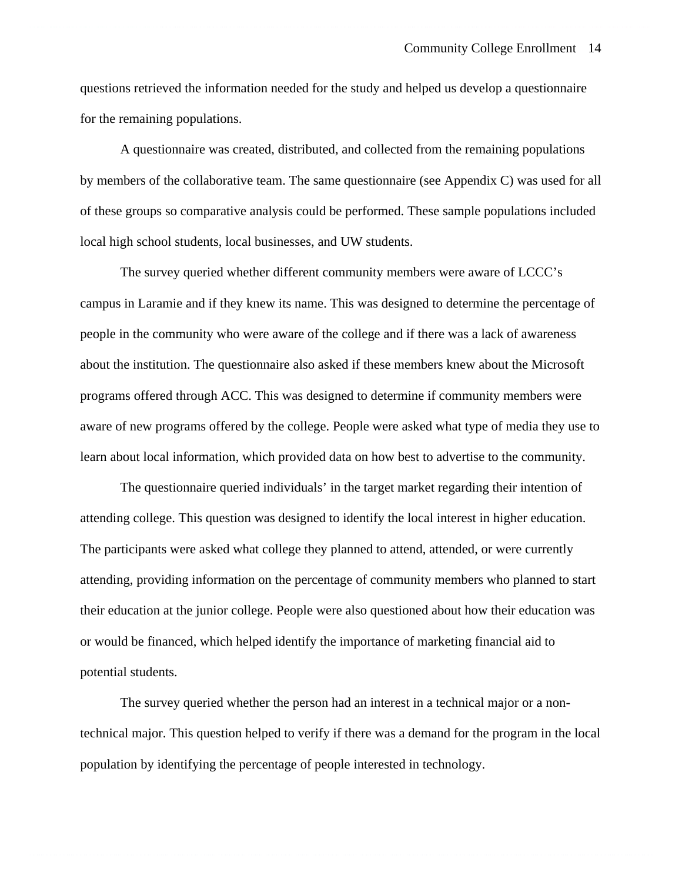questions retrieved the information needed for the study and helped us develop a questionnaire for the remaining populations.

A questionnaire was created, distributed, and collected from the remaining populations by members of the collaborative team. The same questionnaire (see Appendix C) was used for all of these groups so comparative analysis could be performed. These sample populations included local high school students, local businesses, and UW students.

The survey queried whether different community members were aware of LCCC's campus in Laramie and if they knew its name. This was designed to determine the percentage of people in the community who were aware of the college and if there was a lack of awareness about the institution. The questionnaire also asked if these members knew about the Microsoft programs offered through ACC. This was designed to determine if community members were aware of new programs offered by the college. People were asked what type of media they use to learn about local information, which provided data on how best to advertise to the community.

The questionnaire queried individuals' in the target market regarding their intention of attending college. This question was designed to identify the local interest in higher education. The participants were asked what college they planned to attend, attended, or were currently attending, providing information on the percentage of community members who planned to start their education at the junior college. People were also questioned about how their education was or would be financed, which helped identify the importance of marketing financial aid to potential students.

The survey queried whether the person had an interest in a technical major or a non-technical major. This question helped to verify if there was a demand for the program in the local population by identifying the percentage of people interested in technology.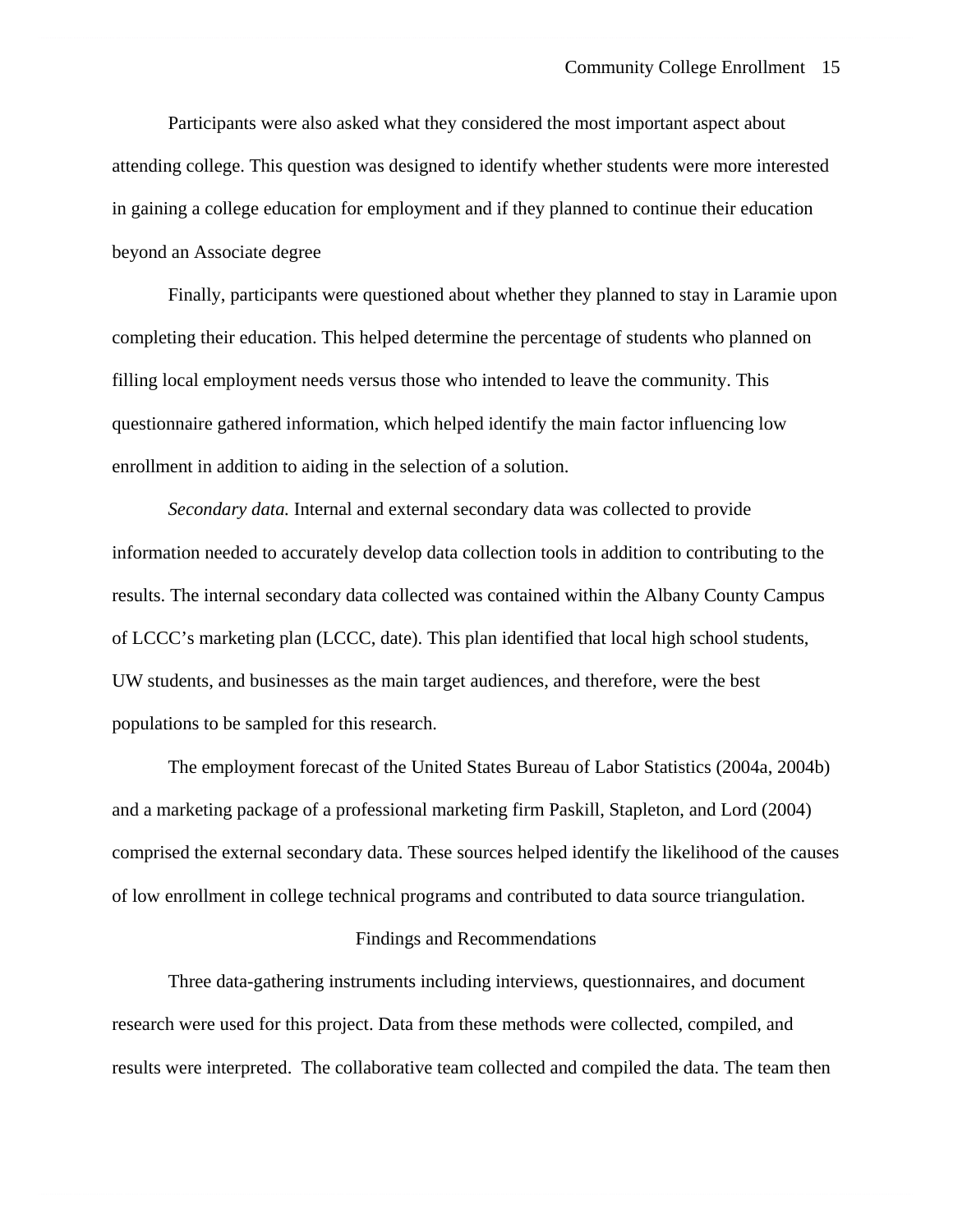Participants were also asked what they considered the most important aspect about attending college. This question was designed to identify whether students were more interested in gaining a college education for employment and if they planned to continue their education beyond an Associate degree

Finally, participants were questioned about whether they planned to stay in Laramie upon completing their education. This helped determine the percentage of students who planned on filling local employment needs versus those who intended to leave the community. This questionnaire gathered information, which helped identify the main factor influencing low enrollment in addition to aiding in the selection of a solution.

*Secondary data.* Internal and external secondary data was collected to provide information needed to accurately develop data collection tools in addition to contributing to the results. The internal secondary data collected was contained within the Albany County Campus of LCCC's marketing plan (LCCC, date). This plan identified that local high school students, UW students, and businesses as the main target audiences, and therefore, were the best populations to be sampled for this research.

The employment forecast of the United States Bureau of Labor Statistics (2004a, 2004b) and a marketing package of a professional marketing firm Paskill, Stapleton, and Lord (2004) comprised the external secondary data. These sources helped identify the likelihood of the causes of low enrollment in college technical programs and contributed to data source triangulation.

## Findings and Recommendations

Three data-gathering instruments including interviews, questionnaires, and document research were used for this project. Data from these methods were collected, compiled, and results were interpreted. The collaborative team collected and compiled the data. The team then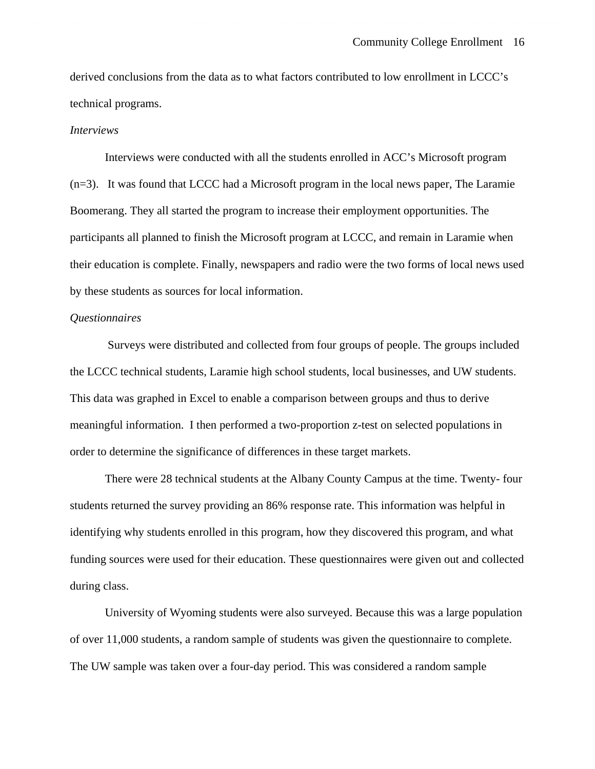derived conclusions from the data as to what factors contributed to low enrollment in LCCC's technical programs.

*Interviews*

Interviews were conducted with all the students enrolled in ACC's Microsoft program (n=3). It was found that LCCC had a Microsoft program in the local news paper, The Laramie Boomerang. They all started the program to increase their employment opportunities. The participants all planned to finish the Microsoft program at LCCC, and remain in Laramie when their education is complete. Finally, newspapers and radio were the two forms of local news used by these students as sources for local information.

*Questionnaires*

Surveys were distributed and collected from four groups of people. The groups included the LCCC technical students, Laramie high school students, local businesses, and UW students. This data was graphed in Excel to enable a comparison between groups and thus to derive meaningful information. I then performed a two-proportion z-test on selected populations in order to determine the significance of differences in these target markets.

There were 28 technical students at the Albany County Campus at the time. Twenty- four students returned the survey providing an 86% response rate. This information was helpful in identifying why students enrolled in this program, how they discovered this program, and what funding sources were used for their education. These questionnaires were given out and collected during class.

University of Wyoming students were also surveyed. Because this was a large population of over 11,000 students, a random sample of students was given the questionnaire to complete. The UW sample was taken over a four-day period. This was considered a random sample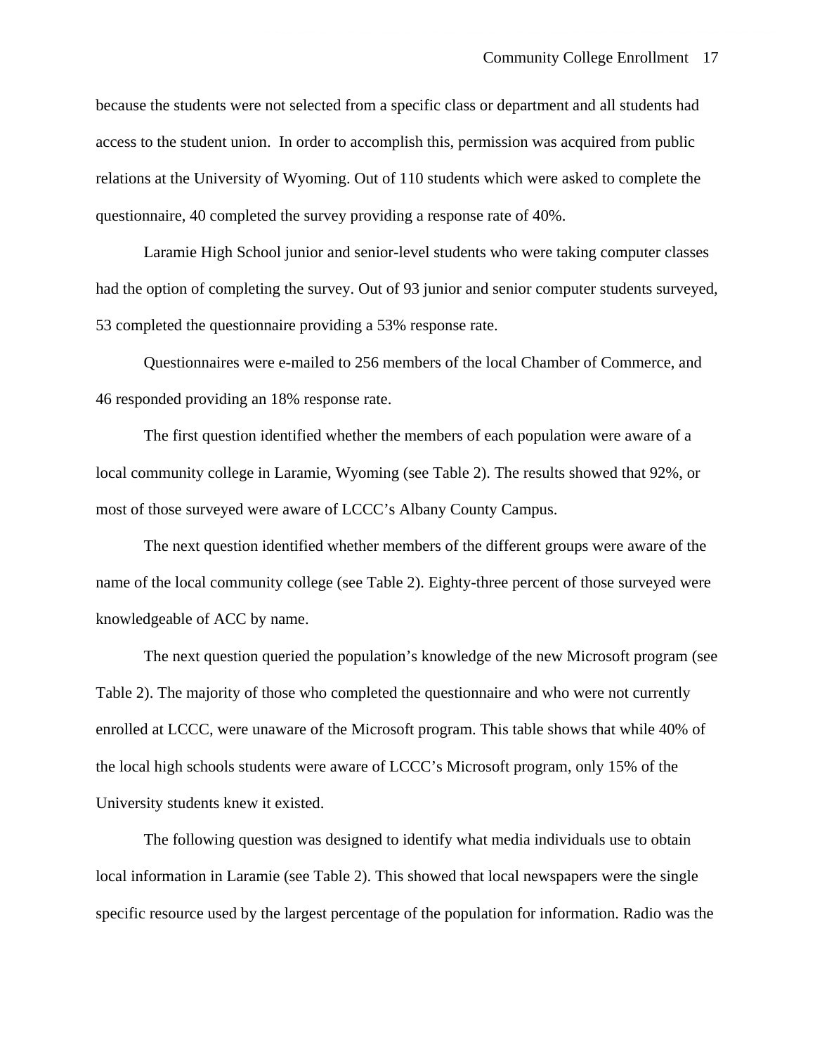because the students were not selected from a specific class or department and all students had access to the student union. In order to accomplish this, permission was acquired from public relations at the University of Wyoming. Out of 110 students which were asked to complete the questionnaire, 40 completed the survey providing a response rate of 40%.

Laramie High School junior and senior-level students who were taking computer classes had the option of completing the survey. Out of 93 junior and senior computer students surveyed, 53 completed the questionnaire providing a 53% response rate.

Questionnaires were e-mailed to 256 members of the local Chamber of Commerce, and 46 responded providing an 18% response rate.

The first question identified whether the members of each population were aware of a local community college in Laramie, Wyoming (see Table 2). The results showed that 92%, or most of those surveyed were aware of LCCC's Albany County Campus.

The next question identified whether members of the different groups were aware of the name of the local community college (see Table 2). Eighty-three percent of those surveyed were knowledgeable of ACC by name.

The next question queried the population's knowledge of the new Microsoft program (see Table 2). The majority of those who completed the questionnaire and who were not currently enrolled at LCCC, were unaware of the Microsoft program. This table shows that while 40% of the local high schools students were aware of LCCC's Microsoft program, only 15% of the University students knew it existed.

The following question was designed to identify what media individuals use to obtain local information in Laramie (see Table 2). This showed that local newspapers were the single specific resource used by the largest percentage of the population for information. Radio was the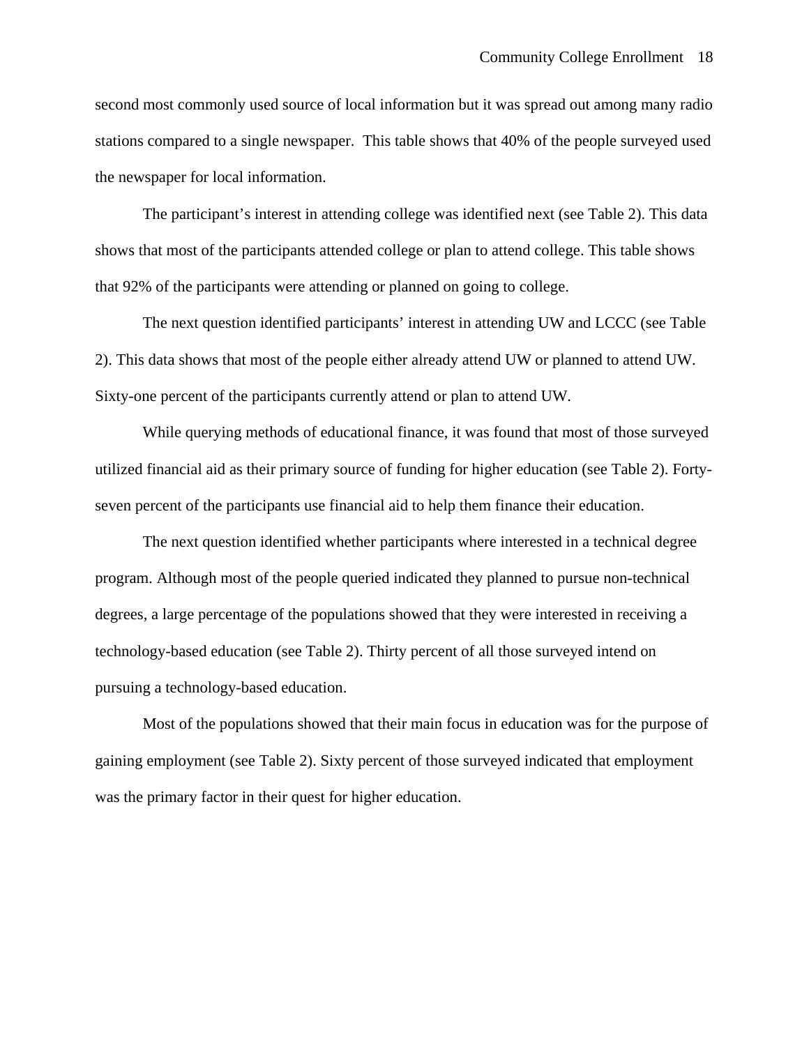second most commonly used source of local information but it was spread out among many radio stations compared to a single newspaper. This table shows that 40% of the people surveyed used the newspaper for local information.

The participant's interest in attending college was identified next (see Table 2). This data shows that most of the participants attended college or plan to attend college. This table shows that 92% of the participants were attending or planned on going to college.

The next question identified participants' interest in attending UW and LCCC (see Table 2). This data shows that most of the people either already attend UW or planned to attend UW. Sixty-one percent of the participants currently attend or plan to attend UW.

While querying methods of educational finance, it was found that most of those surveyed utilized financial aid as their primary source of funding for higher education (see Table 2). Forty-seven percent of the participants use financial aid to help them finance their education.

The next question identified whether participants where interested in a technical degree program. Although most of the people queried indicated they planned to pursue non-technical degrees, a large percentage of the populations showed that they were interested in receiving a technology-based education (see Table 2). Thirty percent of all those surveyed intend on pursuing a technology-based education.

Most of the populations showed that their main focus in education was for the purpose of gaining employment (see Table 2). Sixty percent of those surveyed indicated that employment was the primary factor in their quest for higher education.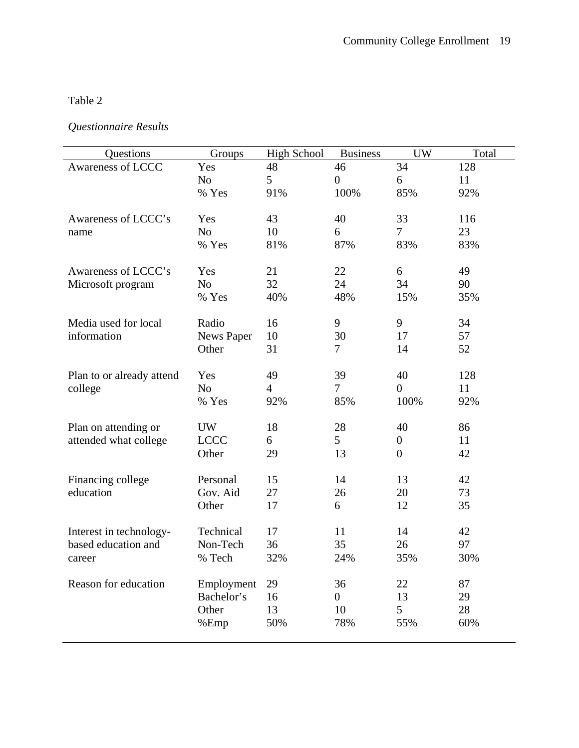Table 2

*Questionnaire Results*

| Questions | Groups | High School | Business | UW | Total |
|---|---|---|---|---|---|
| Awareness of LCCC | Yes | 48 | 46 | 34 | 128 |
| | No | 5 | 0 | 6 | 11 |
| | % Yes | 91% | 100% | 85% | 92% |
| Awareness of LCCC's name | Yes | 43 | 40 | 33 | 116 |
| | No | 10 | 6 | 7 | 23 |
| | % Yes | 81% | 87% | 83% | 83% |
| Awareness of LCCC's Microsoft program | Yes | 21 | 22 | 6 | 49 |
| | No | 32 | 24 | 34 | 90 |
| | % Yes | 40% | 48% | 15% | 35% |
| Media used for local information | Radio | 16 | 9 | 9 | 34 |
| | News Paper | 10 | 30 | 17 | 57 |
| | Other | 31 | 7 | 14 | 52 |
| Plan to or already attend college | Yes | 49 | 39 | 40 | 128 |
| | No | 4 | 7 | 0 | 11 |
| | % Yes | 92% | 85% | 100% | 92% |
| Plan on attending or attended what college | UW | 18 | 28 | 40 | 86 |
| | LCCC | 6 | 5 | 0 | 11 |
| | Other | 29 | 13 | 0 | 42 |
| Financing college education | Personal | 15 | 14 | 13 | 42 |
| | Gov. Aid | 27 | 26 | 20 | 73 |
| | Other | 17 | 6 | 12 | 35 |
| Interest in technology-based education and career | Technical | 17 | 11 | 14 | 42 |
| | Non-Tech | 36 | 35 | 26 | 97 |
| | % Tech | 32% | 24% | 35% | 30% |
| Reason for education | Employment | 29 | 36 | 22 | 87 |
| | Bachelor's | 16 | 0 | 13 | 29 |
| | Other | 13 | 10 | 5 | 28 |
| | %Emp | 50% | 78% | 55% | 60% |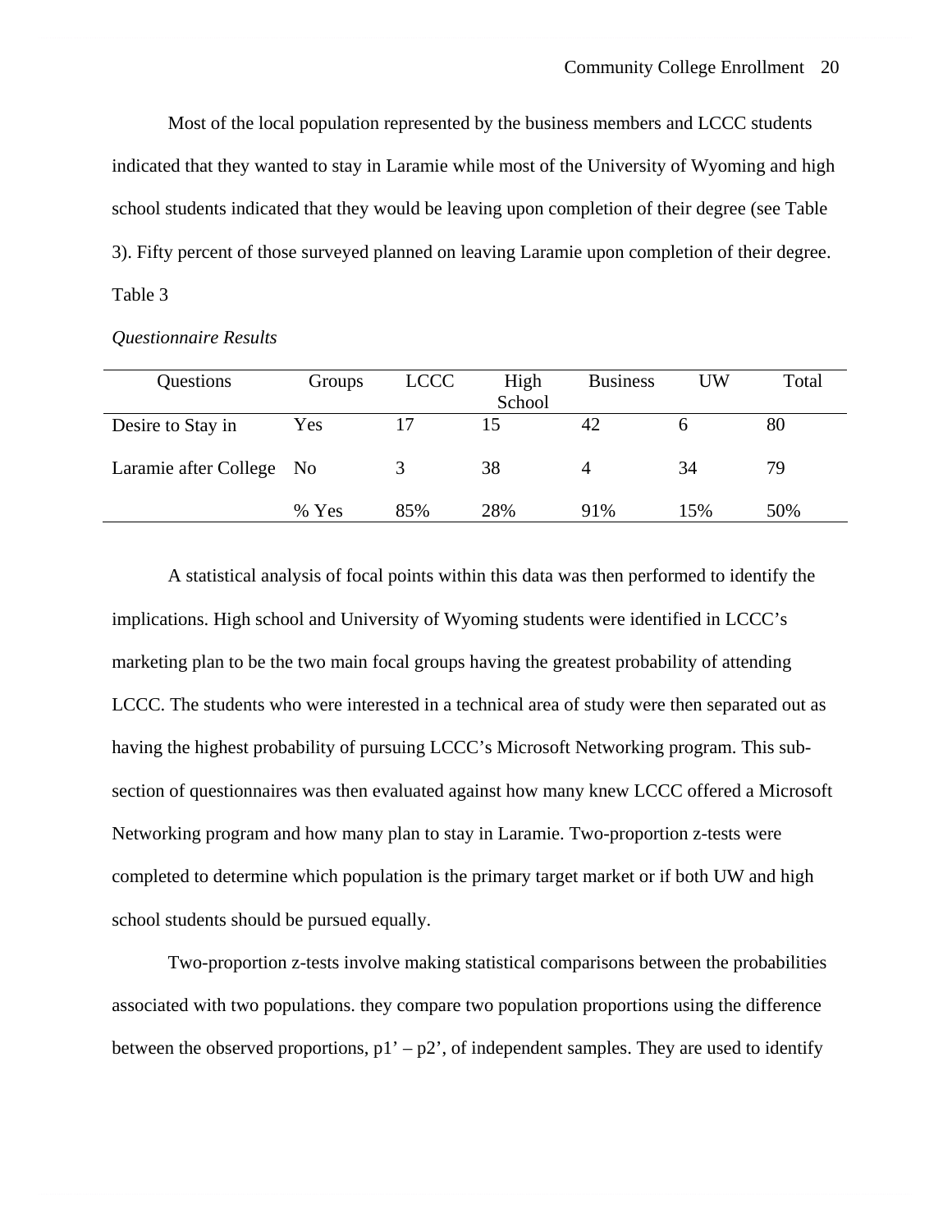Most of the local population represented by the business members and LCCC students indicated that they wanted to stay in Laramie while most of the University of Wyoming and high school students indicated that they would be leaving upon completion of their degree (see Table 3). Fifty percent of those surveyed planned on leaving Laramie upon completion of their degree.

Table 3

*Questionnaire Results*

| Questions | Groups | LCCC | High School | Business | UW | Total |
|---|---|---|---|---|---|---|
| Desire to Stay in | Yes | 17 | 15 | 42 | 6 | 80 |
| Laramie after College | No | 3 | 38 | 4 | 34 | 79 |
| | % Yes | 85% | 28% | 91% | 15% | 50% |

A statistical analysis of focal points within this data was then performed to identify the implications. High school and University of Wyoming students were identified in LCCC's marketing plan to be the two main focal groups having the greatest probability of attending LCCC. The students who were interested in a technical area of study were then separated out as having the highest probability of pursuing LCCC's Microsoft Networking program. This sub-section of questionnaires was then evaluated against how many knew LCCC offered a Microsoft Networking program and how many plan to stay in Laramie. Two-proportion z-tests were completed to determine which population is the primary target market or if both UW and high school students should be pursued equally.

Two-proportion z-tests involve making statistical comparisons between the probabilities associated with two populations. they compare two population proportions using the difference between the observed proportions, $p1' – p2'$, of independent samples. They are used to identify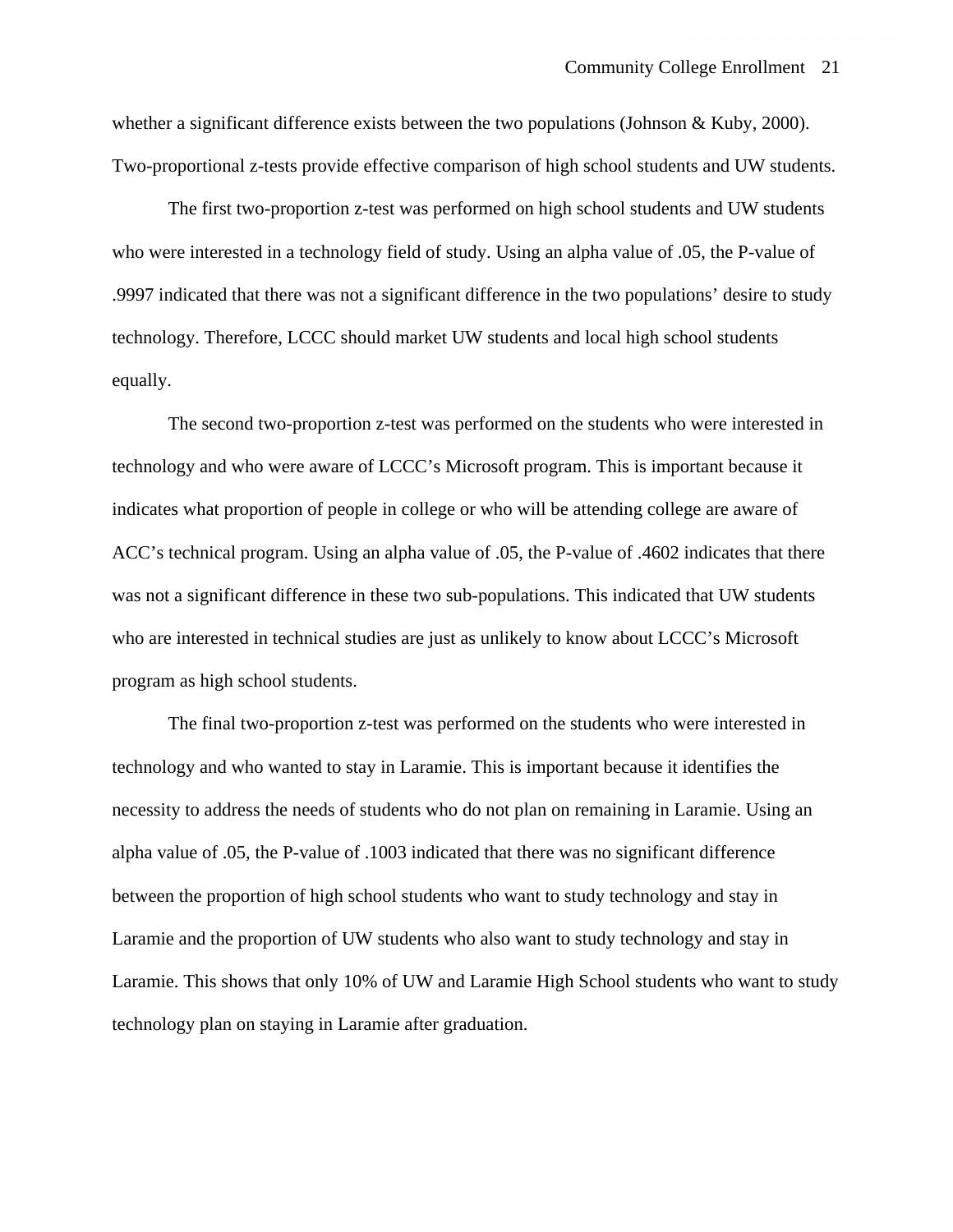whether a significant difference exists between the two populations (Johnson & Kuby, 2000). Two-proportional z-tests provide effective comparison of high school students and UW students.

The first two-proportion z-test was performed on high school students and UW students who were interested in a technology field of study. Using an alpha value of .05, the P-value of .9997 indicated that there was not a significant difference in the two populations' desire to study technology. Therefore, LCCC should market UW students and local high school students equally.

The second two-proportion z-test was performed on the students who were interested in technology and who were aware of LCCC's Microsoft program. This is important because it indicates what proportion of people in college or who will be attending college are aware of ACC's technical program. Using an alpha value of .05, the P-value of .4602 indicates that there was not a significant difference in these two sub-populations. This indicated that UW students who are interested in technical studies are just as unlikely to know about LCCC's Microsoft program as high school students.

The final two-proportion z-test was performed on the students who were interested in technology and who wanted to stay in Laramie. This is important because it identifies the necessity to address the needs of students who do not plan on remaining in Laramie. Using an alpha value of .05, the P-value of .1003 indicated that there was no significant difference between the proportion of high school students who want to study technology and stay in Laramie and the proportion of UW students who also want to study technology and stay in Laramie. This shows that only 10% of UW and Laramie High School students who want to study technology plan on staying in Laramie after graduation.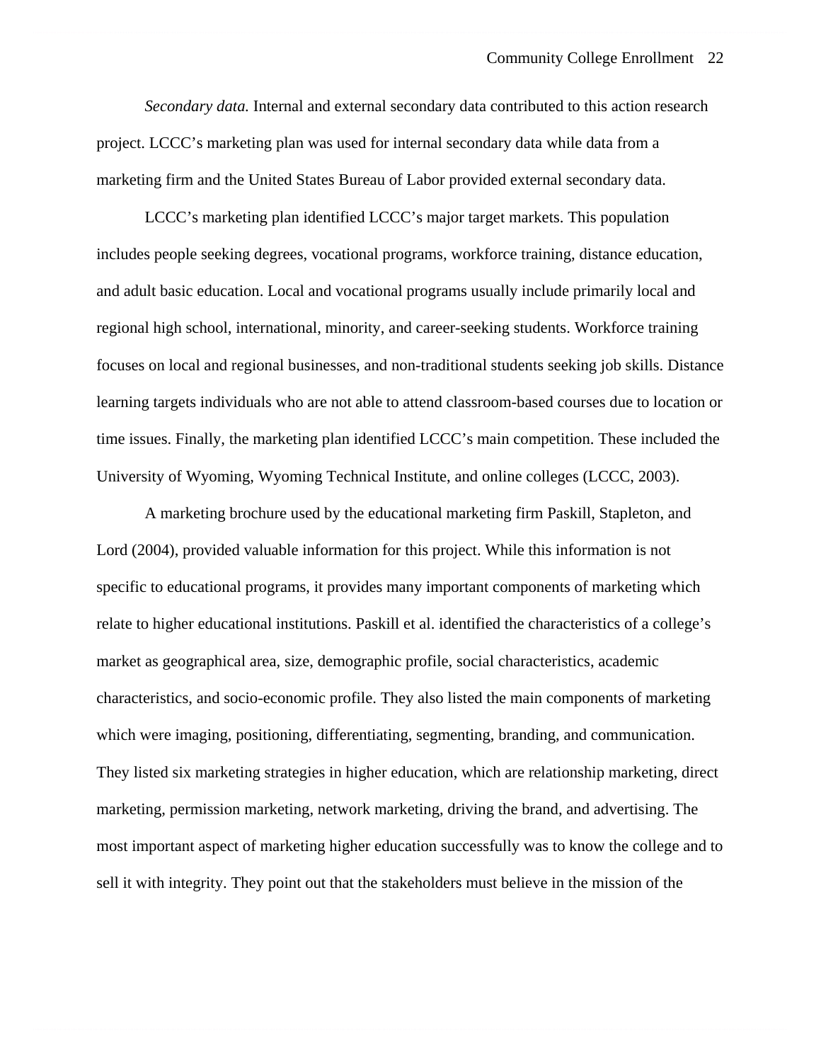*Secondary data.* Internal and external secondary data contributed to this action research project. LCCC's marketing plan was used for internal secondary data while data from a marketing firm and the United States Bureau of Labor provided external secondary data.

LCCC's marketing plan identified LCCC's major target markets. This population includes people seeking degrees, vocational programs, workforce training, distance education, and adult basic education. Local and vocational programs usually include primarily local and regional high school, international, minority, and career-seeking students. Workforce training focuses on local and regional businesses, and non-traditional students seeking job skills. Distance learning targets individuals who are not able to attend classroom-based courses due to location or time issues. Finally, the marketing plan identified LCCC's main competition. These included the University of Wyoming, Wyoming Technical Institute, and online colleges (LCCC, 2003).

A marketing brochure used by the educational marketing firm Paskill, Stapleton, and Lord (2004), provided valuable information for this project. While this information is not specific to educational programs, it provides many important components of marketing which relate to higher educational institutions. Paskill et al. identified the characteristics of a college's market as geographical area, size, demographic profile, social characteristics, academic characteristics, and socio-economic profile. They also listed the main components of marketing which were imaging, positioning, differentiating, segmenting, branding, and communication. They listed six marketing strategies in higher education, which are relationship marketing, direct marketing, permission marketing, network marketing, driving the brand, and advertising. The most important aspect of marketing higher education successfully was to know the college and to sell it with integrity. They point out that the stakeholders must believe in the mission of the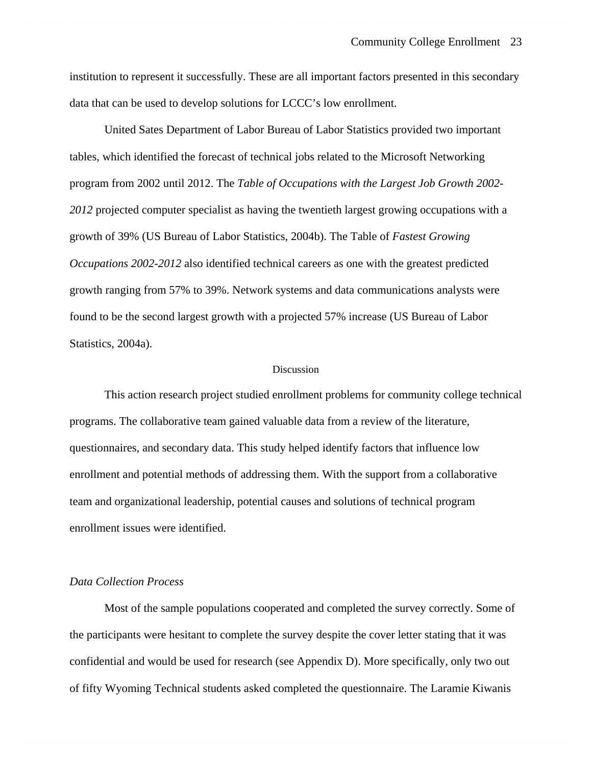institution to represent it successfully. These are all important factors presented in this secondary data that can be used to develop solutions for LCCC's low enrollment.

United Sates Department of Labor Bureau of Labor Statistics provided two important tables, which identified the forecast of technical jobs related to the Microsoft Networking program from 2002 until 2012. The *Table of Occupations with the Largest Job Growth 2002-2012* projected computer specialist as having the twentieth largest growing occupations with a growth of 39% (US Bureau of Labor Statistics, 2004b). The Table of *Fastest Growing Occupations 2002-2012* also identified technical careers as one with the greatest predicted growth ranging from 57% to 39%. Network systems and data communications analysts were found to be the second largest growth with a projected 57% increase (US Bureau of Labor Statistics, 2004a).

## Discussion

This action research project studied enrollment problems for community college technical programs. The collaborative team gained valuable data from a review of the literature, questionnaires, and secondary data. This study helped identify factors that influence low enrollment and potential methods of addressing them. With the support from a collaborative team and organizational leadership, potential causes and solutions of technical program enrollment issues were identified.

### *Data Collection Process*

Most of the sample populations cooperated and completed the survey correctly. Some of the participants were hesitant to complete the survey despite the cover letter stating that it was confidential and would be used for research (see Appendix D). More specifically, only two out of fifty Wyoming Technical students asked completed the questionnaire. The Laramie Kiwanis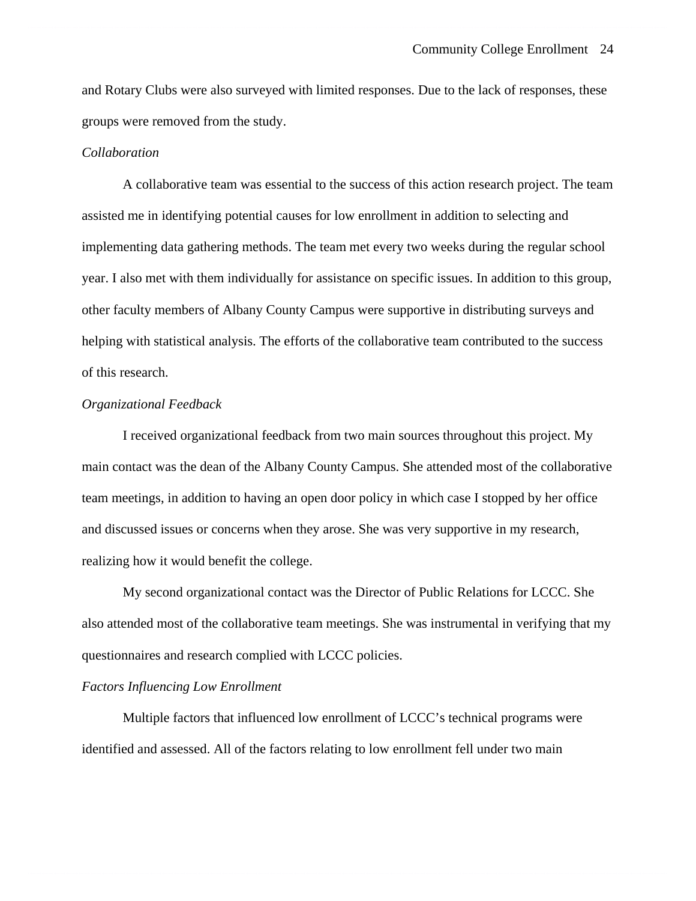and Rotary Clubs were also surveyed with limited responses. Due to the lack of responses, these groups were removed from the study.

*Collaboration*

A collaborative team was essential to the success of this action research project. The team assisted me in identifying potential causes for low enrollment in addition to selecting and implementing data gathering methods. The team met every two weeks during the regular school year. I also met with them individually for assistance on specific issues. In addition to this group, other faculty members of Albany County Campus were supportive in distributing surveys and helping with statistical analysis. The efforts of the collaborative team contributed to the success of this research.

*Organizational Feedback*

I received organizational feedback from two main sources throughout this project. My main contact was the dean of the Albany County Campus. She attended most of the collaborative team meetings, in addition to having an open door policy in which case I stopped by her office and discussed issues or concerns when they arose. She was very supportive in my research, realizing how it would benefit the college.

My second organizational contact was the Director of Public Relations for LCCC. She also attended most of the collaborative team meetings. She was instrumental in verifying that my questionnaires and research complied with LCCC policies.

*Factors Influencing Low Enrollment*

Multiple factors that influenced low enrollment of LCCC's technical programs were identified and assessed. All of the factors relating to low enrollment fell under two main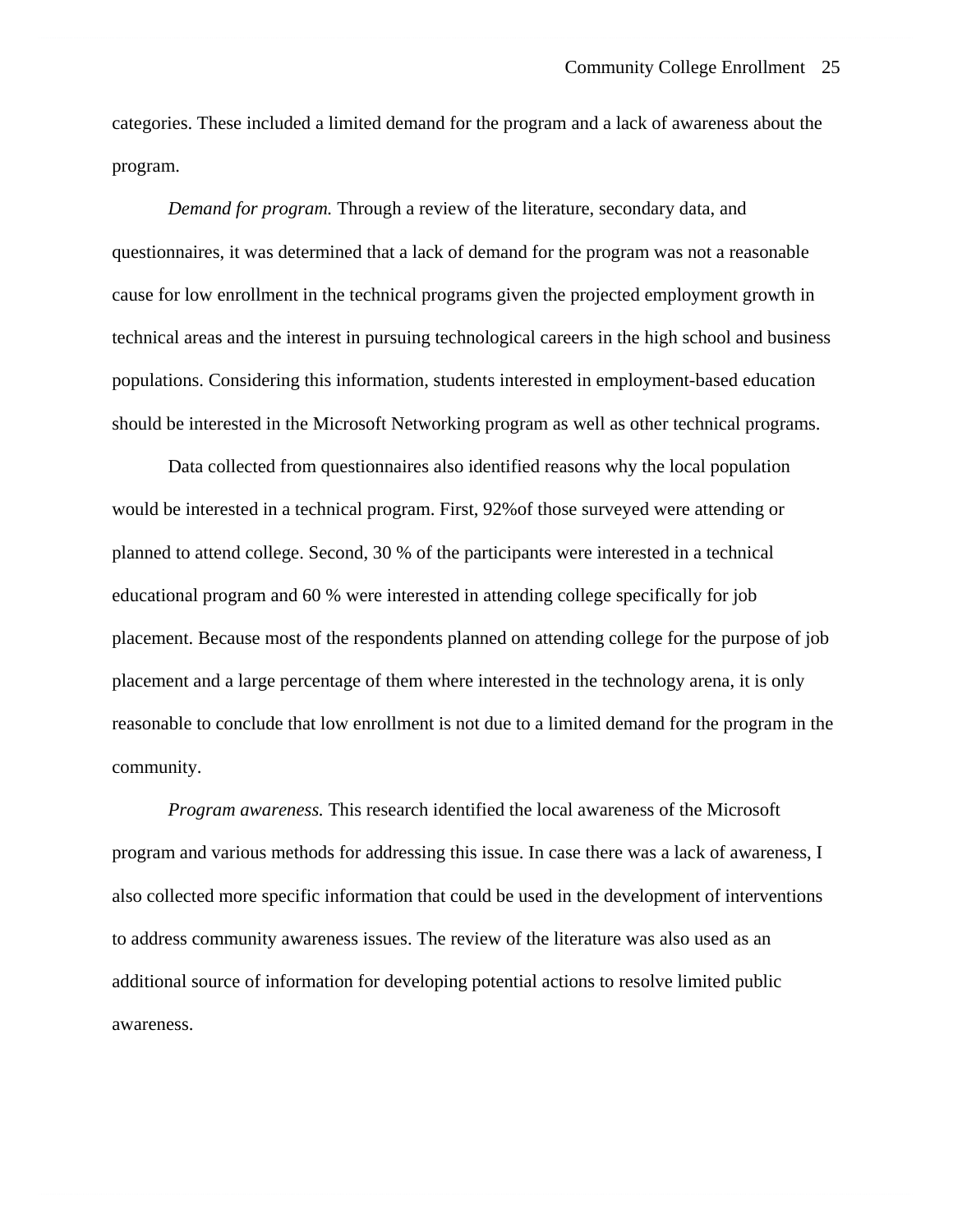categories. These included a limited demand for the program and a lack of awareness about the program.

*Demand for program.* Through a review of the literature, secondary data, and questionnaires, it was determined that a lack of demand for the program was not a reasonable cause for low enrollment in the technical programs given the projected employment growth in technical areas and the interest in pursuing technological careers in the high school and business populations. Considering this information, students interested in employment-based education should be interested in the Microsoft Networking program as well as other technical programs.

Data collected from questionnaires also identified reasons why the local population would be interested in a technical program. First, 92%of those surveyed were attending or planned to attend college. Second, 30 % of the participants were interested in a technical educational program and 60 % were interested in attending college specifically for job placement. Because most of the respondents planned on attending college for the purpose of job placement and a large percentage of them where interested in the technology arena, it is only reasonable to conclude that low enrollment is not due to a limited demand for the program in the community.

*Program awareness.* This research identified the local awareness of the Microsoft program and various methods for addressing this issue. In case there was a lack of awareness, I also collected more specific information that could be used in the development of interventions to address community awareness issues. The review of the literature was also used as an additional source of information for developing potential actions to resolve limited public awareness.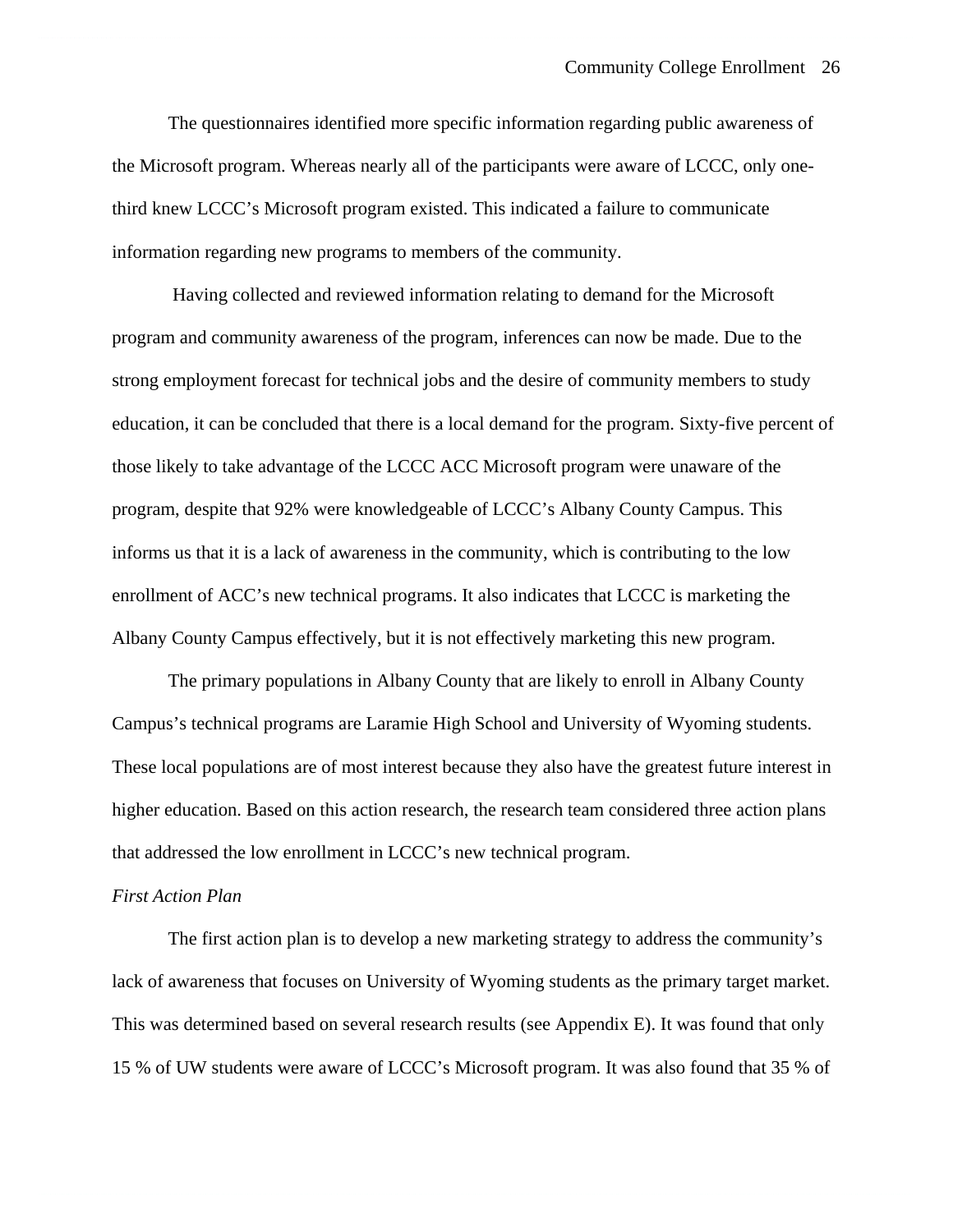The questionnaires identified more specific information regarding public awareness of the Microsoft program. Whereas nearly all of the participants were aware of LCCC, only one-third knew LCCC's Microsoft program existed. This indicated a failure to communicate information regarding new programs to members of the community.

Having collected and reviewed information relating to demand for the Microsoft program and community awareness of the program, inferences can now be made. Due to the strong employment forecast for technical jobs and the desire of community members to study education, it can be concluded that there is a local demand for the program. Sixty-five percent of those likely to take advantage of the LCCC ACC Microsoft program were unaware of the program, despite that 92% were knowledgeable of LCCC's Albany County Campus. This informs us that it is a lack of awareness in the community, which is contributing to the low enrollment of ACC's new technical programs. It also indicates that LCCC is marketing the Albany County Campus effectively, but it is not effectively marketing this new program.

The primary populations in Albany County that are likely to enroll in Albany County Campus's technical programs are Laramie High School and University of Wyoming students. These local populations are of most interest because they also have the greatest future interest in higher education. Based on this action research, the research team considered three action plans that addressed the low enrollment in LCCC's new technical program.

*First Action Plan*

The first action plan is to develop a new marketing strategy to address the community's lack of awareness that focuses on University of Wyoming students as the primary target market. This was determined based on several research results (see Appendix E). It was found that only 15 % of UW students were aware of LCCC's Microsoft program. It was also found that 35 % of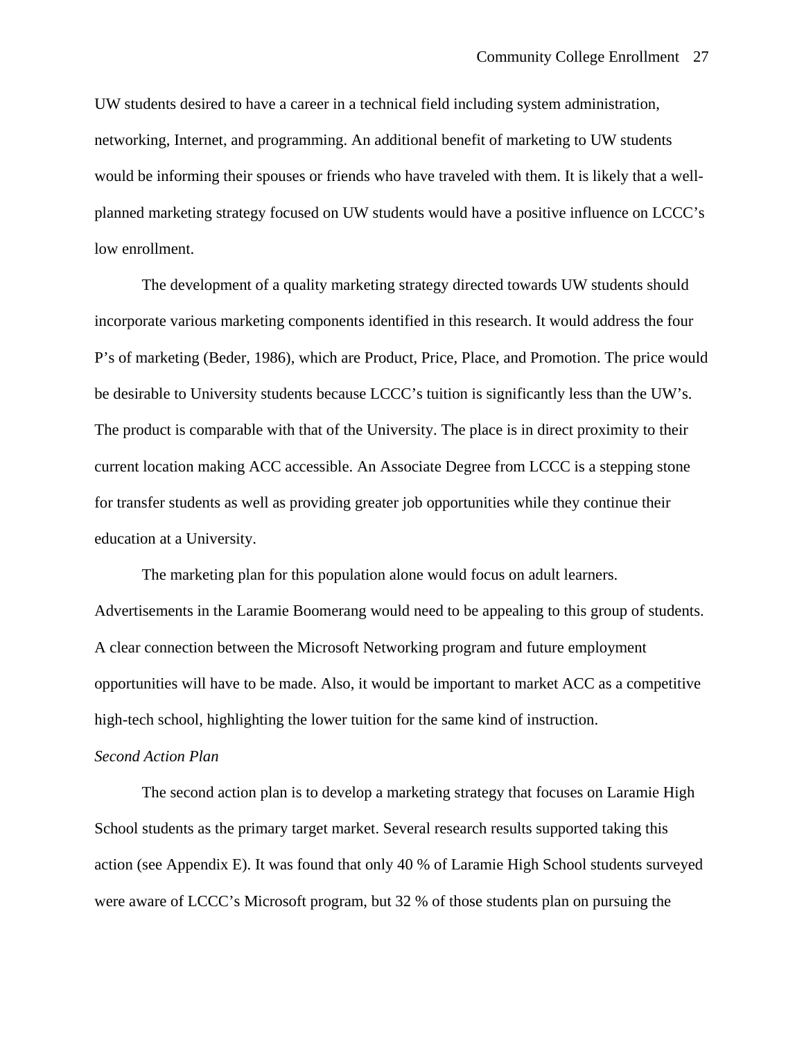UW students desired to have a career in a technical field including system administration, networking, Internet, and programming. An additional benefit of marketing to UW students would be informing their spouses or friends who have traveled with them. It is likely that a well-planned marketing strategy focused on UW students would have a positive influence on LCCC's low enrollment.

The development of a quality marketing strategy directed towards UW students should incorporate various marketing components identified in this research. It would address the four P's of marketing (Beder, 1986), which are Product, Price, Place, and Promotion. The price would be desirable to University students because LCCC's tuition is significantly less than the UW's. The product is comparable with that of the University. The place is in direct proximity to their current location making ACC accessible. An Associate Degree from LCCC is a stepping stone for transfer students as well as providing greater job opportunities while they continue their education at a University.

The marketing plan for this population alone would focus on adult learners. Advertisements in the Laramie Boomerang would need to be appealing to this group of students. A clear connection between the Microsoft Networking program and future employment opportunities will have to be made. Also, it would be important to market ACC as a competitive high-tech school, highlighting the lower tuition for the same kind of instruction.

*Second Action Plan*

The second action plan is to develop a marketing strategy that focuses on Laramie High School students as the primary target market. Several research results supported taking this action (see Appendix E). It was found that only 40 % of Laramie High School students surveyed were aware of LCCC's Microsoft program, but 32 % of those students plan on pursuing the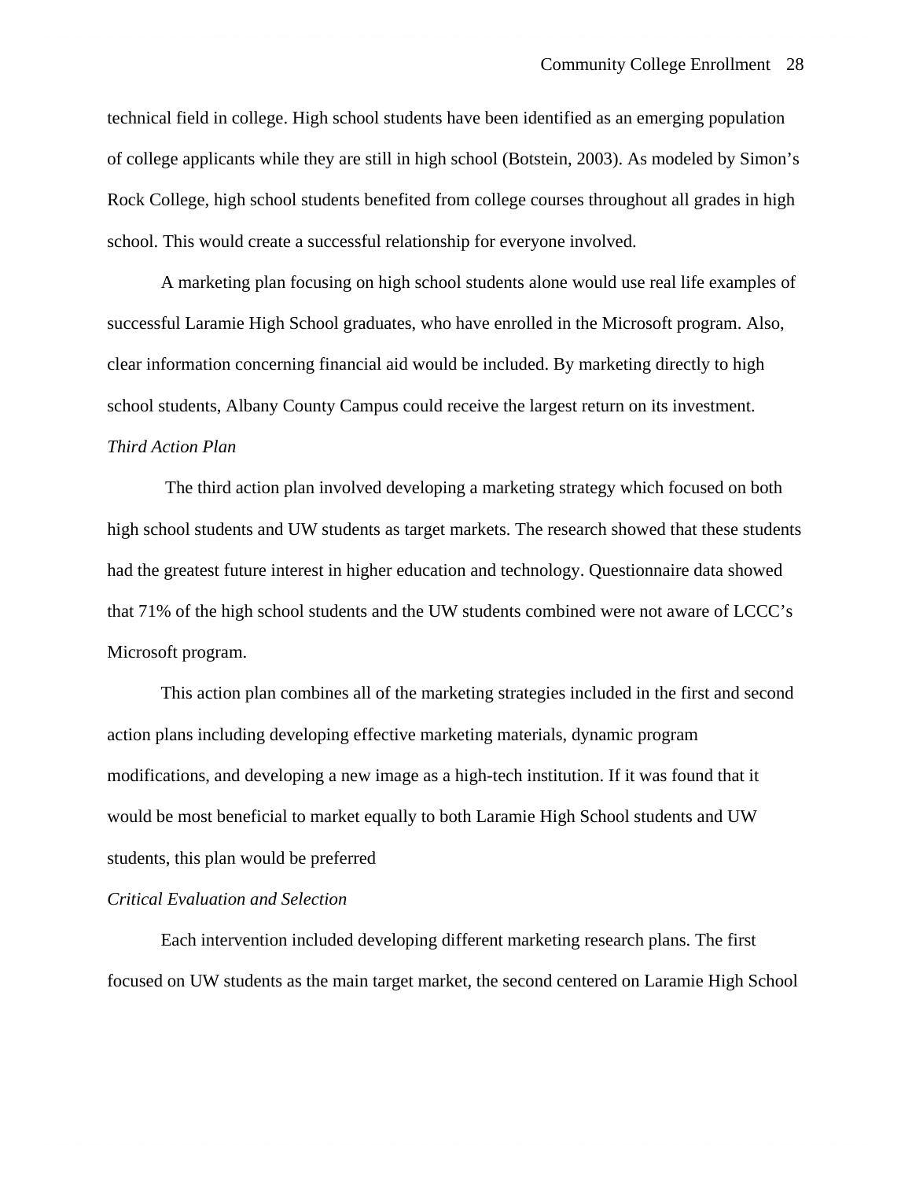technical field in college. High school students have been identified as an emerging population of college applicants while they are still in high school (Botstein, 2003). As modeled by Simon's Rock College, high school students benefited from college courses throughout all grades in high school. This would create a successful relationship for everyone involved.

A marketing plan focusing on high school students alone would use real life examples of successful Laramie High School graduates, who have enrolled in the Microsoft program. Also, clear information concerning financial aid would be included. By marketing directly to high school students, Albany County Campus could receive the largest return on its investment.

*Third Action Plan*

The third action plan involved developing a marketing strategy which focused on both high school students and UW students as target markets. The research showed that these students had the greatest future interest in higher education and technology. Questionnaire data showed that 71% of the high school students and the UW students combined were not aware of LCCC's Microsoft program.

This action plan combines all of the marketing strategies included in the first and second action plans including developing effective marketing materials, dynamic program modifications, and developing a new image as a high-tech institution. If it was found that it would be most beneficial to market equally to both Laramie High School students and UW students, this plan would be preferred

*Critical Evaluation and Selection*

Each intervention included developing different marketing research plans. The first focused on UW students as the main target market, the second centered on Laramie High School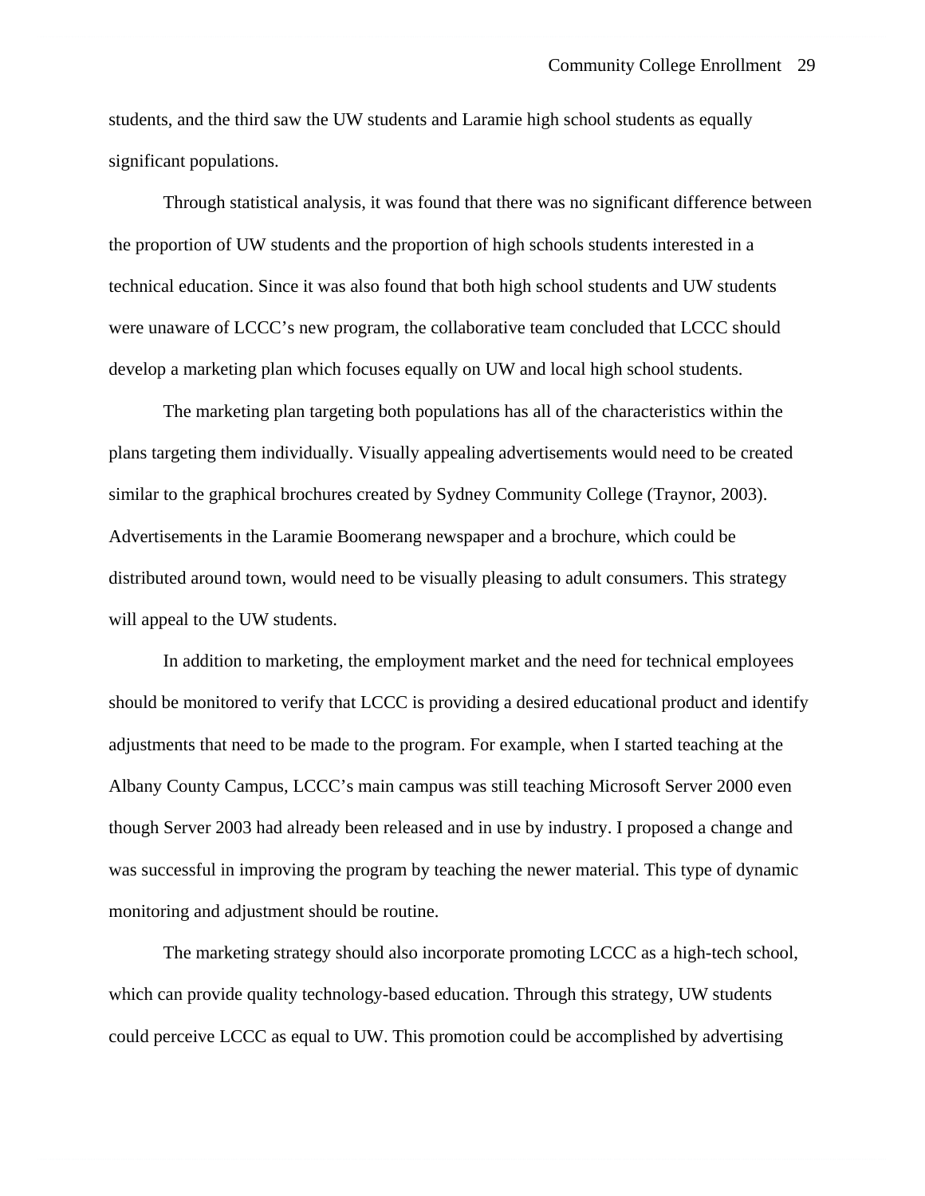students, and the third saw the UW students and Laramie high school students as equally significant populations.

Through statistical analysis, it was found that there was no significant difference between the proportion of UW students and the proportion of high schools students interested in a technical education. Since it was also found that both high school students and UW students were unaware of LCCC's new program, the collaborative team concluded that LCCC should develop a marketing plan which focuses equally on UW and local high school students.

The marketing plan targeting both populations has all of the characteristics within the plans targeting them individually. Visually appealing advertisements would need to be created similar to the graphical brochures created by Sydney Community College (Traynor, 2003). Advertisements in the Laramie Boomerang newspaper and a brochure, which could be distributed around town, would need to be visually pleasing to adult consumers. This strategy will appeal to the UW students.

In addition to marketing, the employment market and the need for technical employees should be monitored to verify that LCCC is providing a desired educational product and identify adjustments that need to be made to the program. For example, when I started teaching at the Albany County Campus, LCCC's main campus was still teaching Microsoft Server 2000 even though Server 2003 had already been released and in use by industry. I proposed a change and was successful in improving the program by teaching the newer material. This type of dynamic monitoring and adjustment should be routine.

The marketing strategy should also incorporate promoting LCCC as a high-tech school, which can provide quality technology-based education. Through this strategy, UW students could perceive LCCC as equal to UW. This promotion could be accomplished by advertising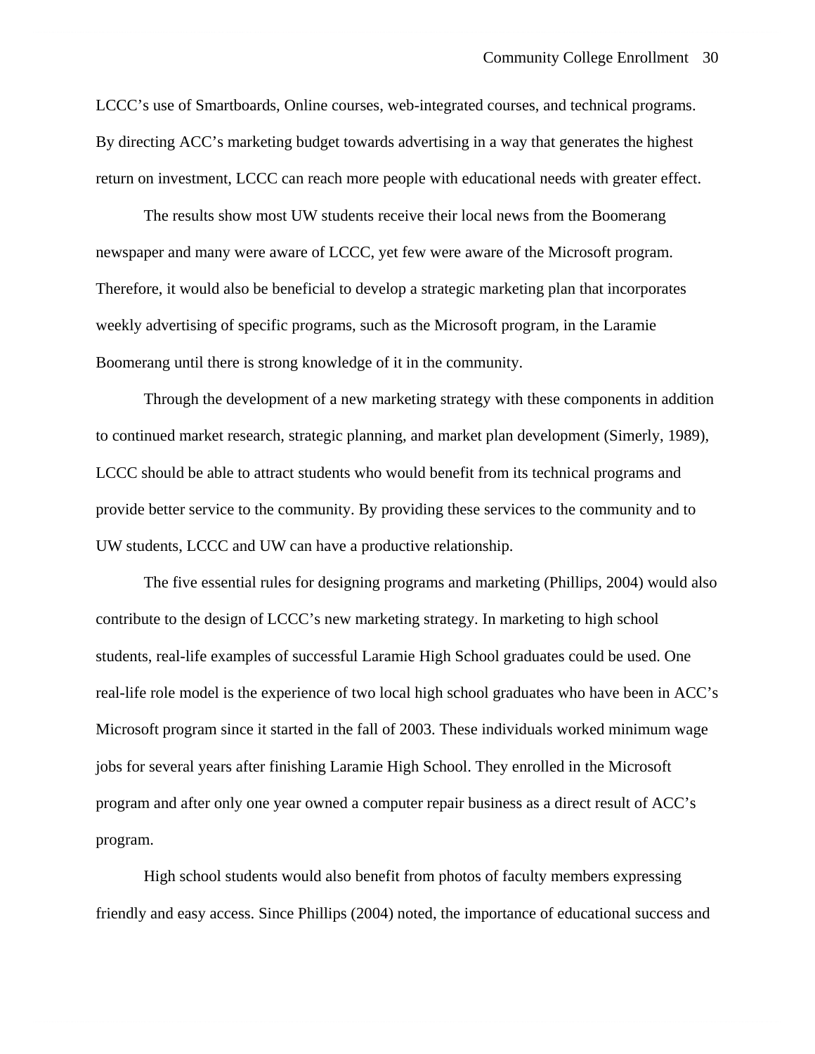LCCC's use of Smartboards, Online courses, web-integrated courses, and technical programs. By directing ACC's marketing budget towards advertising in a way that generates the highest return on investment, LCCC can reach more people with educational needs with greater effect.

The results show most UW students receive their local news from the Boomerang newspaper and many were aware of LCCC, yet few were aware of the Microsoft program. Therefore, it would also be beneficial to develop a strategic marketing plan that incorporates weekly advertising of specific programs, such as the Microsoft program, in the Laramie Boomerang until there is strong knowledge of it in the community.

Through the development of a new marketing strategy with these components in addition to continued market research, strategic planning, and market plan development (Simerly, 1989), LCCC should be able to attract students who would benefit from its technical programs and provide better service to the community. By providing these services to the community and to UW students, LCCC and UW can have a productive relationship.

The five essential rules for designing programs and marketing (Phillips, 2004) would also contribute to the design of LCCC's new marketing strategy. In marketing to high school students, real-life examples of successful Laramie High School graduates could be used. One real-life role model is the experience of two local high school graduates who have been in ACC's Microsoft program since it started in the fall of 2003. These individuals worked minimum wage jobs for several years after finishing Laramie High School. They enrolled in the Microsoft program and after only one year owned a computer repair business as a direct result of ACC's program.

High school students would also benefit from photos of faculty members expressing friendly and easy access. Since Phillips (2004) noted, the importance of educational success and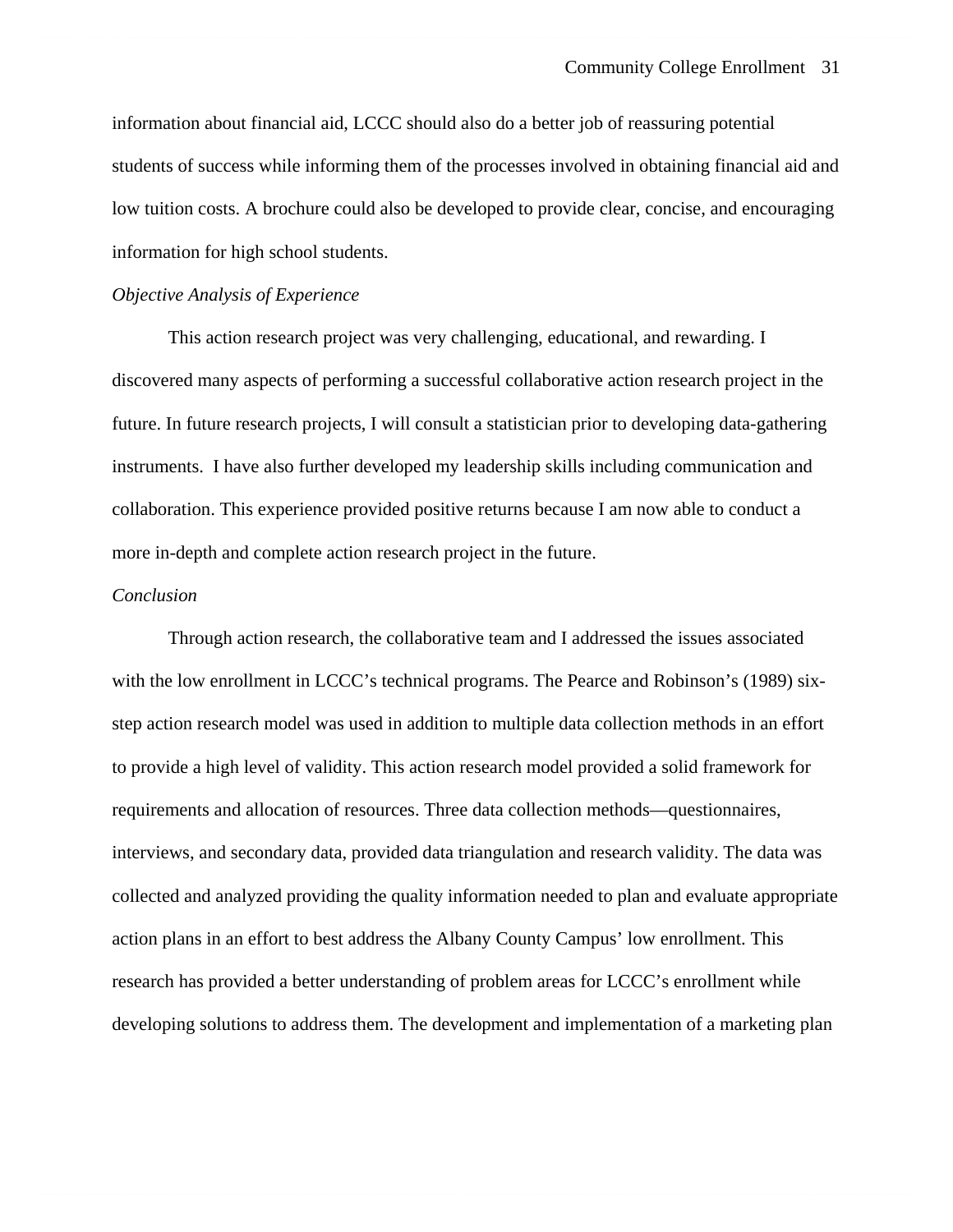information about financial aid, LCCC should also do a better job of reassuring potential students of success while informing them of the processes involved in obtaining financial aid and low tuition costs. A brochure could also be developed to provide clear, concise, and encouraging information for high school students.

*Objective Analysis of Experience*

This action research project was very challenging, educational, and rewarding. I discovered many aspects of performing a successful collaborative action research project in the future. In future research projects, I will consult a statistician prior to developing data-gathering instruments. I have also further developed my leadership skills including communication and collaboration. This experience provided positive returns because I am now able to conduct a more in-depth and complete action research project in the future.

*Conclusion*

Through action research, the collaborative team and I addressed the issues associated with the low enrollment in LCCC's technical programs. The Pearce and Robinson's (1989) six-step action research model was used in addition to multiple data collection methods in an effort to provide a high level of validity. This action research model provided a solid framework for requirements and allocation of resources. Three data collection methods—questionnaires, interviews, and secondary data, provided data triangulation and research validity. The data was collected and analyzed providing the quality information needed to plan and evaluate appropriate action plans in an effort to best address the Albany County Campus' low enrollment. This research has provided a better understanding of problem areas for LCCC's enrollment while developing solutions to address them. The development and implementation of a marketing plan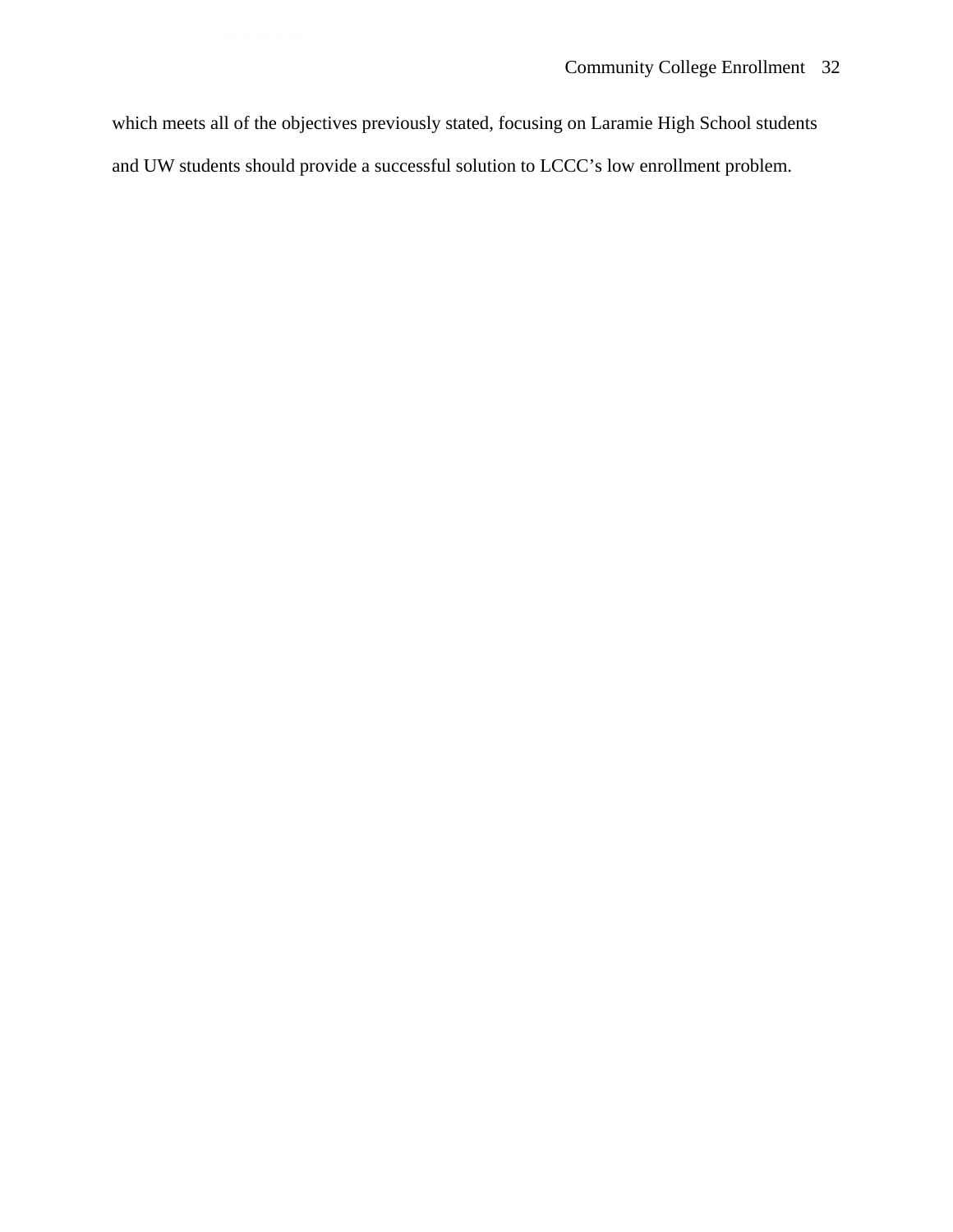which meets all of the objectives previously stated, focusing on Laramie High School students and UW students should provide a successful solution to LCCC's low enrollment problem.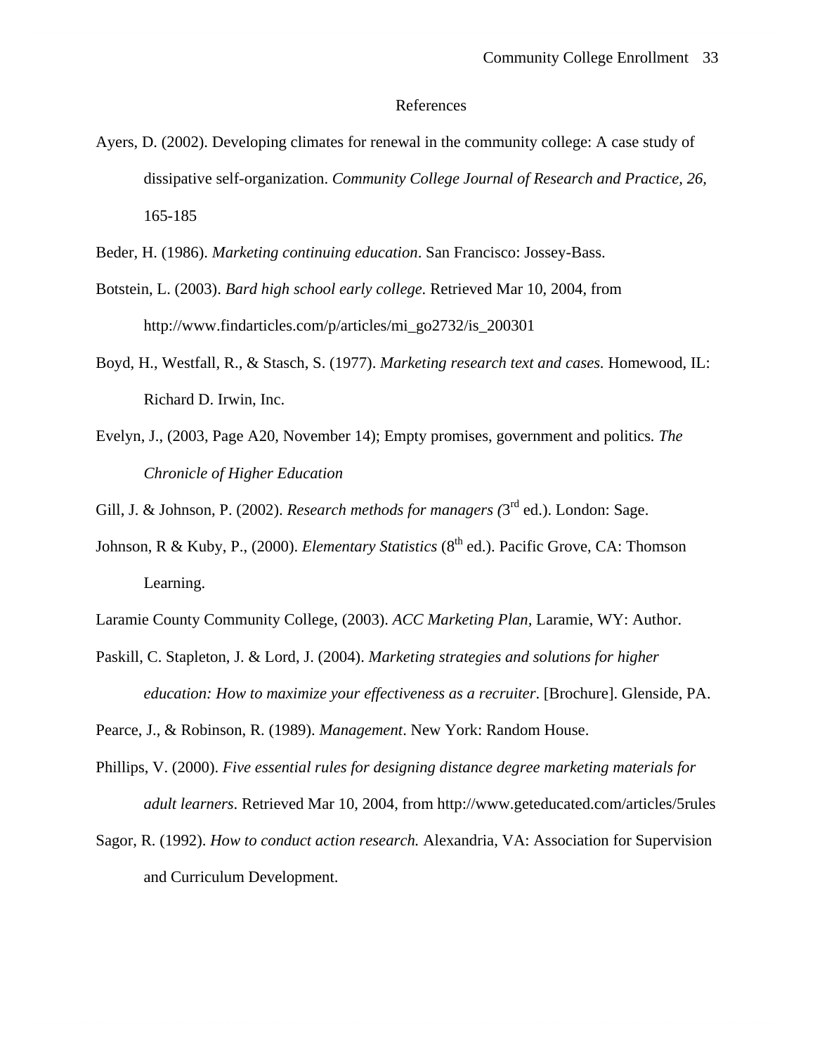# References

Ayers, D. (2002). Developing climates for renewal in the community college: A case study of dissipative self-organization. *Community College Journal of Research and Practice, 26*, 165-185

Beder, H. (1986). *Marketing continuing education*. San Francisco: Jossey-Bass.

Botstein, L. (2003). *Bard high school early college.* Retrieved Mar 10, 2004, from http://www.findarticles.com/p/articles/mi_go2732/is_200301

Boyd, H., Westfall, R., & Stasch, S. (1977). *Marketing research text and cases.* Homewood, IL: Richard D. Irwin, Inc.

Evelyn, J., (2003, Page A20, November 14); Empty promises, government and politics. *The Chronicle of Higher Education*

Gill, J. & Johnson, P. (2002). *Research methods for managers (*3rd ed.). London: Sage.

Johnson, R & Kuby, P., (2000). *Elementary Statistics* (8th ed.). Pacific Grove, CA: Thomson Learning.

Laramie County Community College, (2003). *ACC Marketing Plan*, Laramie, WY: Author.

Paskill, C. Stapleton, J. & Lord, J. (2004). *Marketing strategies and solutions for higher education: How to maximize your effectiveness as a recruiter*. [Brochure]. Glenside, PA.

Pearce, J., & Robinson, R. (1989). *Management*. New York: Random House.

Phillips, V. (2000). *Five essential rules for designing distance degree marketing materials for adult learners.* Retrieved Mar 10, 2004, from http://www.geteducated.com/articles/5rules

Sagor, R. (1992). *How to conduct action research.* Alexandria, VA: Association for Supervision and Curriculum Development.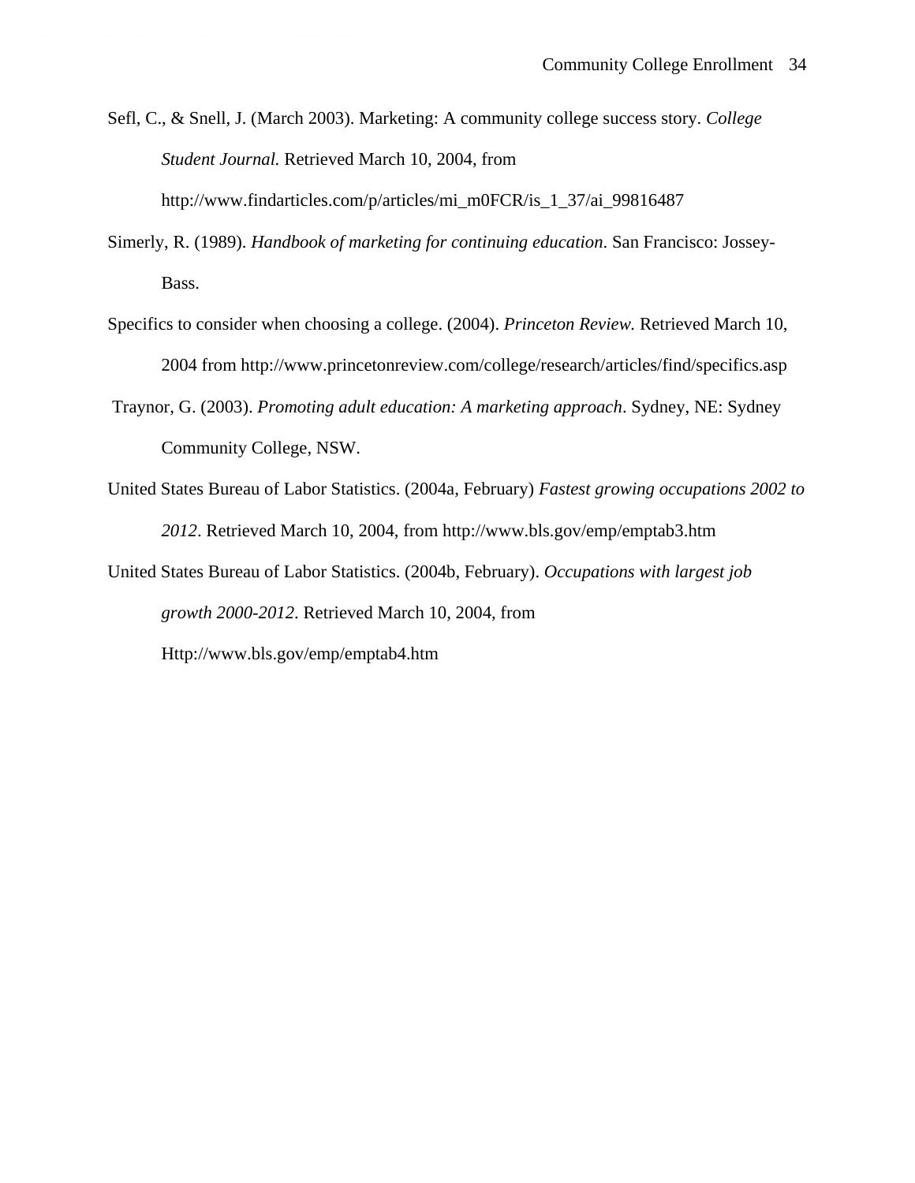Sefl, C., & Snell, J. (March 2003). Marketing: A community college success story. *College Student Journal.* Retrieved March 10, 2004, from http://www.findarticles.com/p/articles/mi_m0FCR/is_1_37/ai_99816487

Simerly, R. (1989). *Handbook of marketing for continuing education*. San Francisco: Jossey-Bass.

Specifics to consider when choosing a college. (2004). *Princeton Review.* Retrieved March 10, 2004 from http://www.princetonreview.com/college/research/articles/find/specifics.asp

Traynor, G. (2003). *Promoting adult education: A marketing approach*. Sydney, NE: Sydney Community College, NSW.

United States Bureau of Labor Statistics. (2004a, February) *Fastest growing occupations 2002 to 2012*. Retrieved March 10, 2004, from http://www.bls.gov/emp/emptab3.htm

United States Bureau of Labor Statistics. (2004b, February). *Occupations with largest job growth 2000-2012*. Retrieved March 10, 2004, from Http://www.bls.gov/emp/emptab4.htm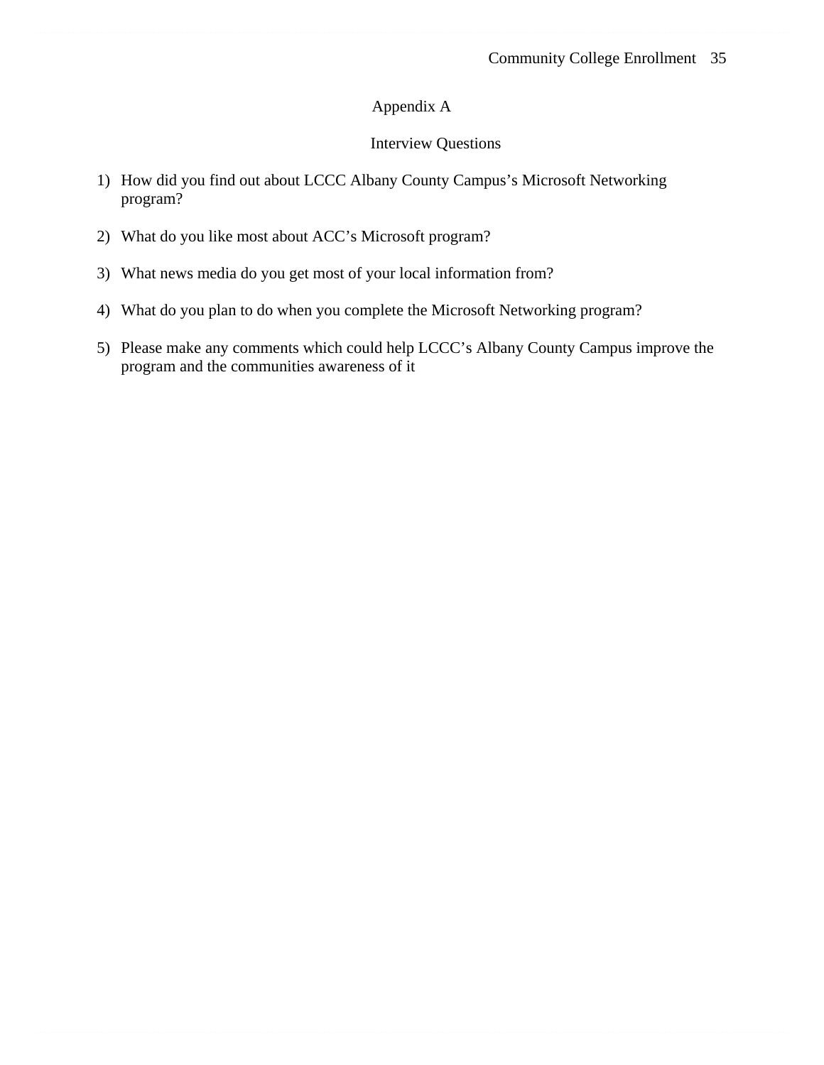# Appendix A

## Interview Questions

1) How did you find out about LCCC Albany County Campus's Microsoft Networking program?

2) What do you like most about ACC's Microsoft program?

3) What news media do you get most of your local information from?

4) What do you plan to do when you complete the Microsoft Networking program?

5) Please make any comments which could help LCCC's Albany County Campus improve the program and the communities awareness of it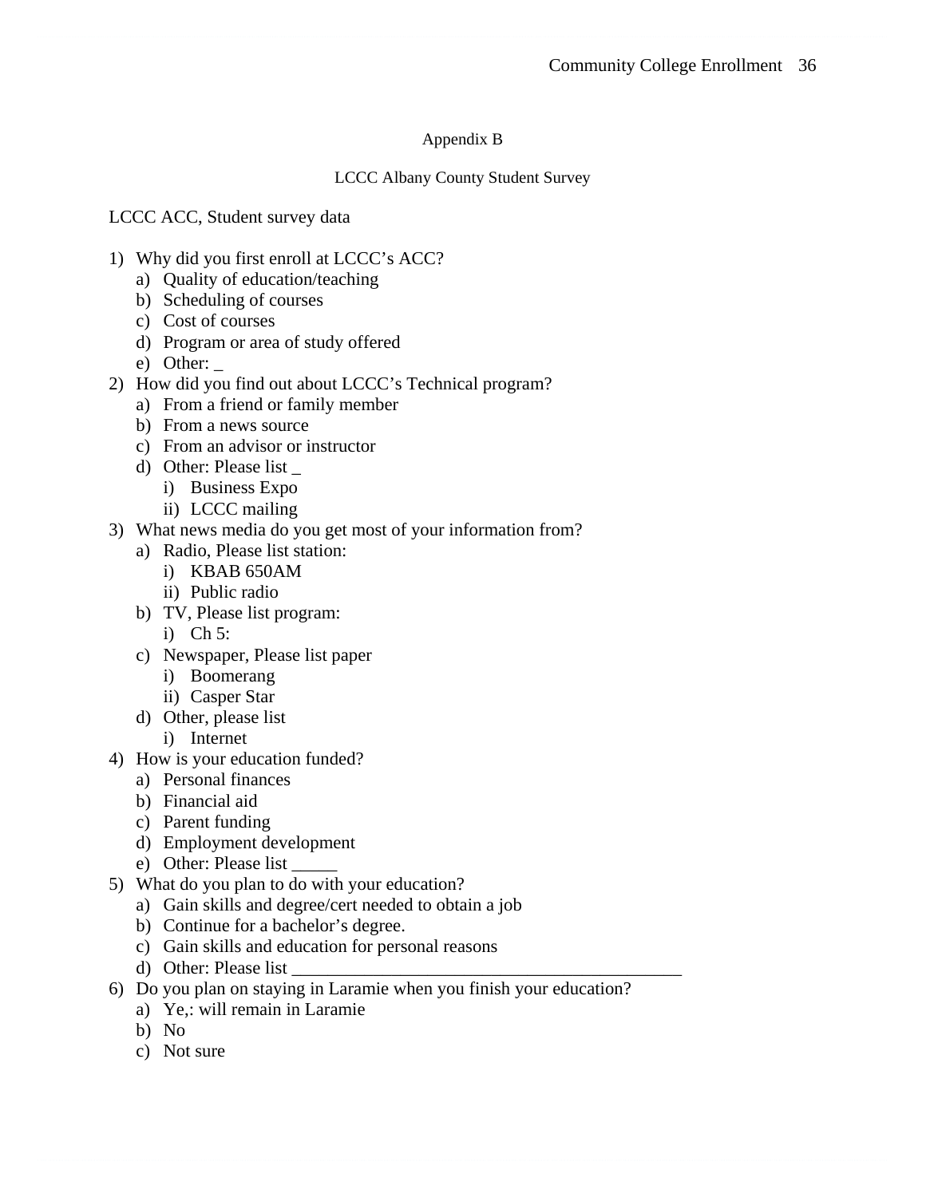Appendix B

LCCC Albany County Student Survey

LCCC ACC, Student survey data

1) Why did you first enroll at LCCC's ACC?
   a) Quality of education/teaching
   b) Scheduling of courses
   c) Cost of courses
   d) Program or area of study offered
   e) Other: _
2) How did you find out about LCCC's Technical program?
   a) From a friend or family member
   b) From a news source
   c) From an advisor or instructor
   d) Other: Please list _
      i) Business Expo
      ii) LCCC mailing
3) What news media do you get most of your information from?
   a) Radio, Please list station:
      i) KBAB 650AM
      ii) Public radio
   b) TV, Please list program:
      i) Ch 5:
   c) Newspaper, Please list paper
      i) Boomerang
      ii) Casper Star
   d) Other, please list
      i) Internet
4) How is your education funded?
   a) Personal finances
   b) Financial aid
   c) Parent funding
   d) Employment development
   e) Other: Please list _____
5) What do you plan to do with your education?
   a) Gain skills and degree/cert needed to obtain a job
   b) Continue for a bachelor's degree.
   c) Gain skills and education for personal reasons
   d) Other: Please list ___________________________________________
6) Do you plan on staying in Laramie when you finish your education?
   a) Ye,: will remain in Laramie
   b) No
   c) Not sure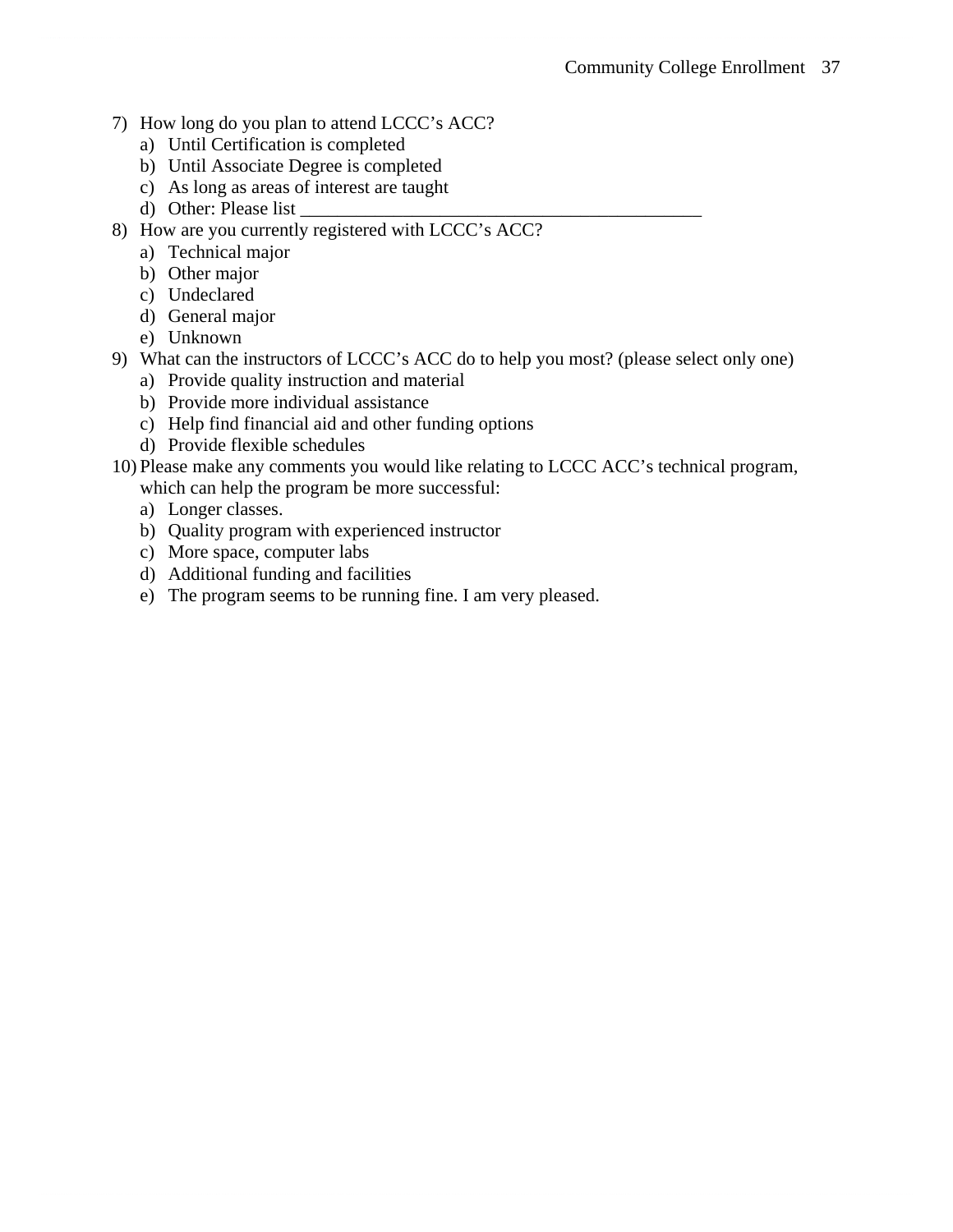7) How long do you plan to attend LCCC's ACC?
   a) Until Certification is completed
   b) Until Associate Degree is completed
   c) As long as areas of interest are taught
   d) Other: Please list ____________________________________________
8) How are you currently registered with LCCC's ACC?
   a) Technical major
   b) Other major
   c) Undeclared
   d) General major
   e) Unknown
9) What can the instructors of LCCC's ACC do to help you most? (please select only one)
   a) Provide quality instruction and material
   b) Provide more individual assistance
   c) Help find financial aid and other funding options
   d) Provide flexible schedules
10) Please make any comments you would like relating to LCCC ACC's technical program, which can help the program be more successful:
    a) Longer classes.
    b) Quality program with experienced instructor
    c) More space, computer labs
    d) Additional funding and facilities
    e) The program seems to be running fine. I am very pleased.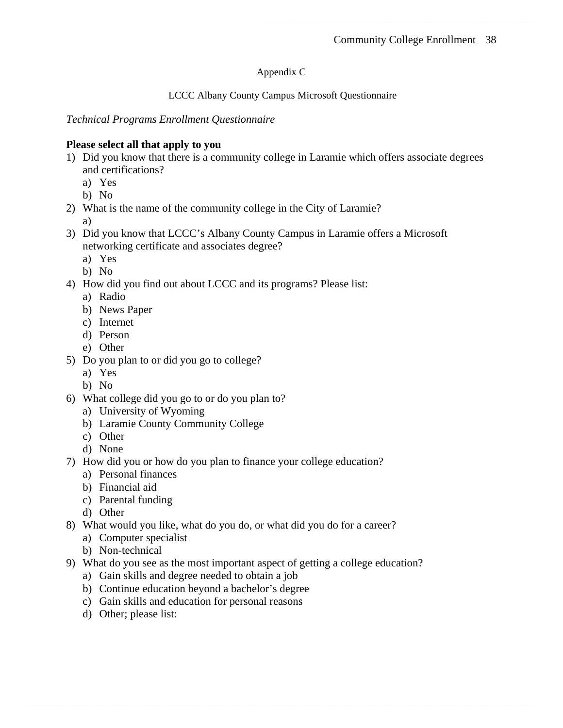# Appendix C

## LCCC Albany County Campus Microsoft Questionnaire

*Technical Programs Enrollment Questionnaire*

**Please select all that apply to you**

1) Did you know that there is a community college in Laramie which offers associate degrees and certifications?
   a) Yes
   b) No
2) What is the name of the community college in the City of Laramie?
   a)
3) Did you know that LCCC's Albany County Campus in Laramie offers a Microsoft networking certificate and associates degree?
   a) Yes
   b) No
4) How did you find out about LCCC and its programs? Please list:
   a) Radio
   b) News Paper
   c) Internet
   d) Person
   e) Other
5) Do you plan to or did you go to college?
   a) Yes
   b) No
6) What college did you go to or do you plan to?
   a) University of Wyoming
   b) Laramie County Community College
   c) Other
   d) None
7) How did you or how do you plan to finance your college education?
   a) Personal finances
   b) Financial aid
   c) Parental funding
   d) Other
8) What would you like, what do you do, or what did you do for a career?
   a) Computer specialist
   b) Non-technical
9) What do you see as the most important aspect of getting a college education?
   a) Gain skills and degree needed to obtain a job
   b) Continue education beyond a bachelor's degree
   c) Gain skills and education for personal reasons
   d) Other; please list: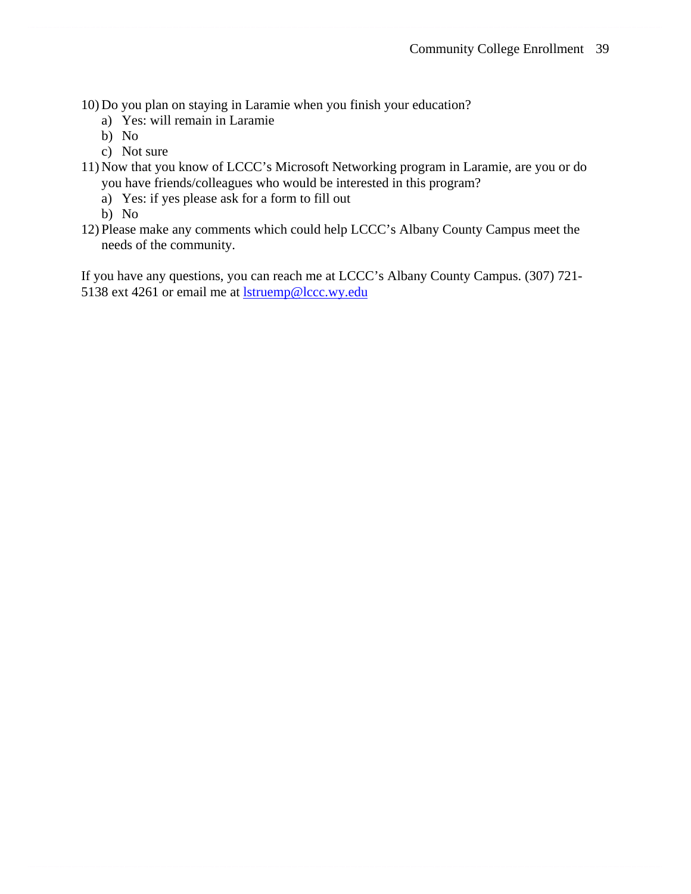10) Do you plan on staying in Laramie when you finish your education?
    a) Yes: will remain in Laramie
    b) No
    c) Not sure
11) Now that you know of LCCC's Microsoft Networking program in Laramie, are you or do you have friends/colleagues who would be interested in this program?
    a) Yes: if yes please ask for a form to fill out
    b) No
12) Please make any comments which could help LCCC's Albany County Campus meet the needs of the community.

If you have any questions, you can reach me at LCCC's Albany County Campus. (307) 721-5138 ext 4261 or email me at lstruemp@lccc.wy.edu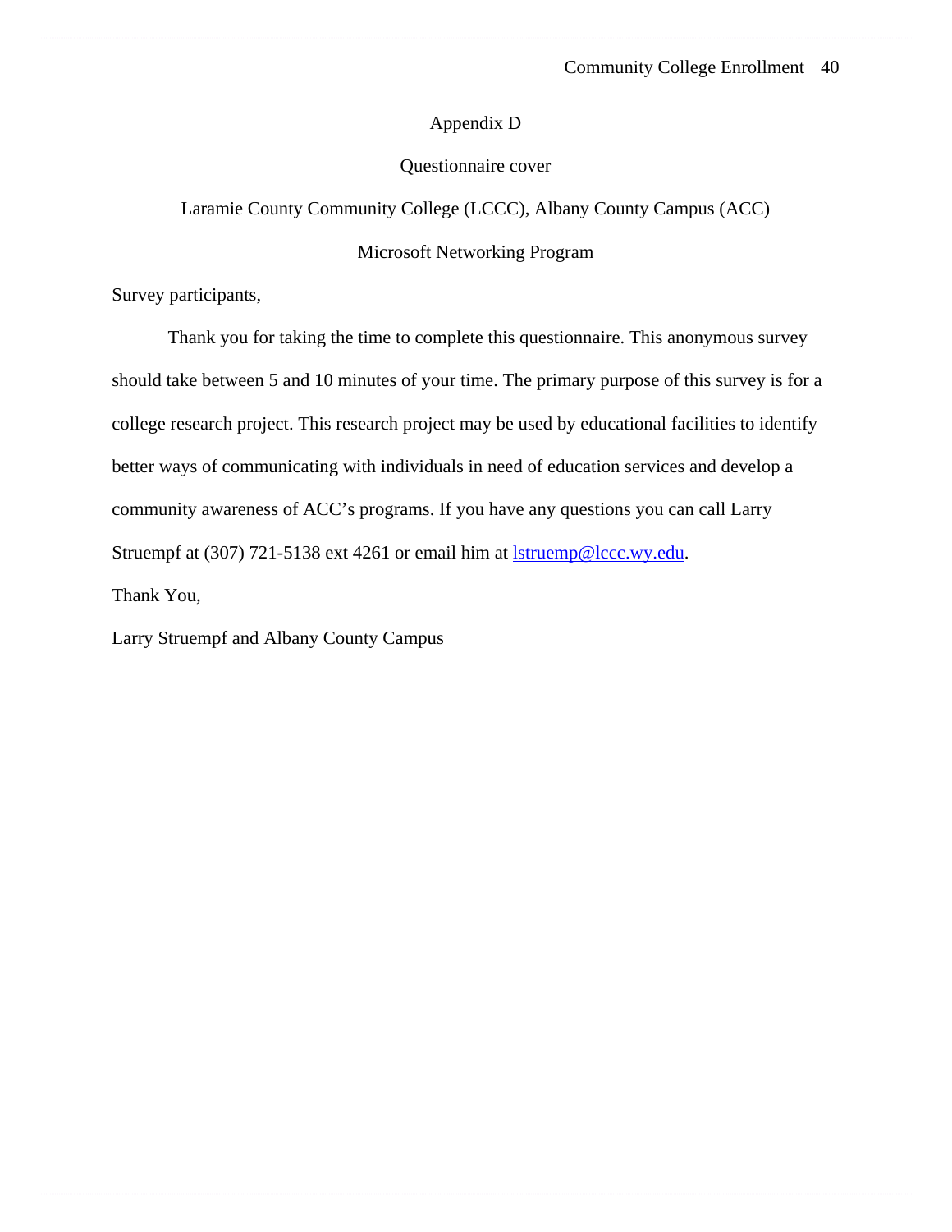# Appendix D

## Questionnaire cover

Laramie County Community College (LCCC), Albany County Campus (ACC)

Microsoft Networking Program

Survey participants,

Thank you for taking the time to complete this questionnaire. This anonymous survey should take between 5 and 10 minutes of your time. The primary purpose of this survey is for a college research project. This research project may be used by educational facilities to identify better ways of communicating with individuals in need of education services and develop a community awareness of ACC's programs. If you have any questions you can call Larry Struempf at (307) 721-5138 ext 4261 or email him at lstruemp@lccc.wy.edu.

Thank You,

Larry Struempf and Albany County Campus